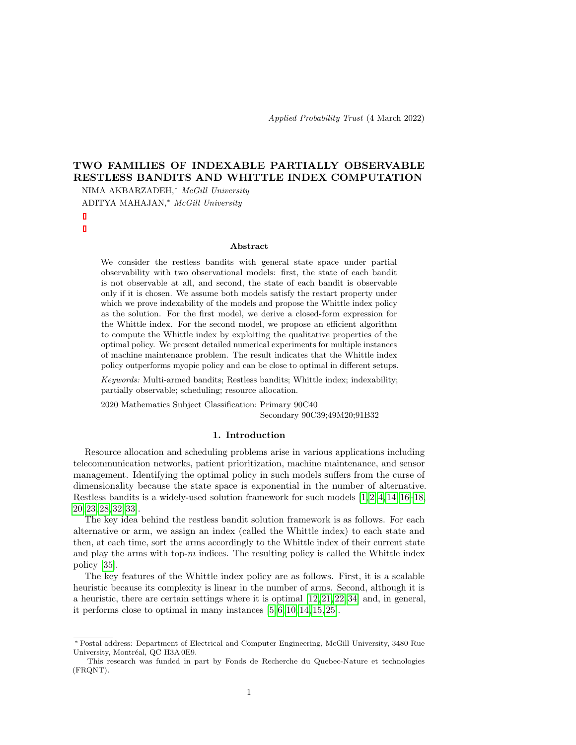# TWO FAMILIES OF INDEXABLE PARTIALLY OBSERVABLE RESTLESS BANDITS AND WHITTLE INDEX COMPUTATION

NIMA AKBARZADEH,* *McGill University*

ADITYA MAHAJAN,* *McGill University*

### Abstract

We consider the restless bandits with general state space under partial observability with two observational models: first, the state of each bandit is not observable at all, and second, the state of each bandit is observable only if it is chosen. We assume both models satisfy the restart property under which we prove indexability of the models and propose the Whittle index policy as the solution. For the first model, we derive a closed-form expression for the Whittle index. For the second model, we propose an efficient algorithm to compute the Whittle index by exploiting the qualitative properties of the optimal policy. We present detailed numerical experiments for multiple instances of machine maintenance problem. The result indicates that the Whittle index policy outperforms myopic policy and can be close to optimal in different setups.

*Keywords:* Multi-armed bandits; Restless bandits; Whittle index; indexability; partially observable; scheduling; resource allocation.

2020 Mathematics Subject Classification: Primary 90C40
Secondary 90C39;49M20;91B32

## 1. Introduction

Resource allocation and scheduling problems arise in various applications including telecommunication networks, patient prioritization, machine maintenance, and sensor management. Identifying the optimal policy in such models suffers from the curse of dimensionality because the state space is exponential in the number of alternative. Restless bandits is a widely-used solution framework for such models [1, 2, 4, 14, 16–18, 20, 23, 28, 32, 33].

The key idea behind the restless bandit solution framework is as follows. For each alternative or arm, we assign an index (called the Whittle index) to each state and then, at each time, sort the arms accordingly to the Whittle index of their current state and play the arms with top-$m$ indices. The resulting policy is called the Whittle index policy [35].

The key features of the Whittle index policy are as follows. First, it is a scalable heuristic because its complexity is linear in the number of arms. Second, although it is a heuristic, there are certain settings where it is optimal [12, 21, 22, 34] and, in general, it performs close to optimal in many instances [5, 6, 10, 14, 15, 25].

---

* Postal address: Department of Electrical and Computer Engineering, McGill University, 3480 Rue University, Montréal, QC H3A 0E9.

This research was funded in part by Fonds de Recherche du Quebec-Nature et technologies (FRQNT).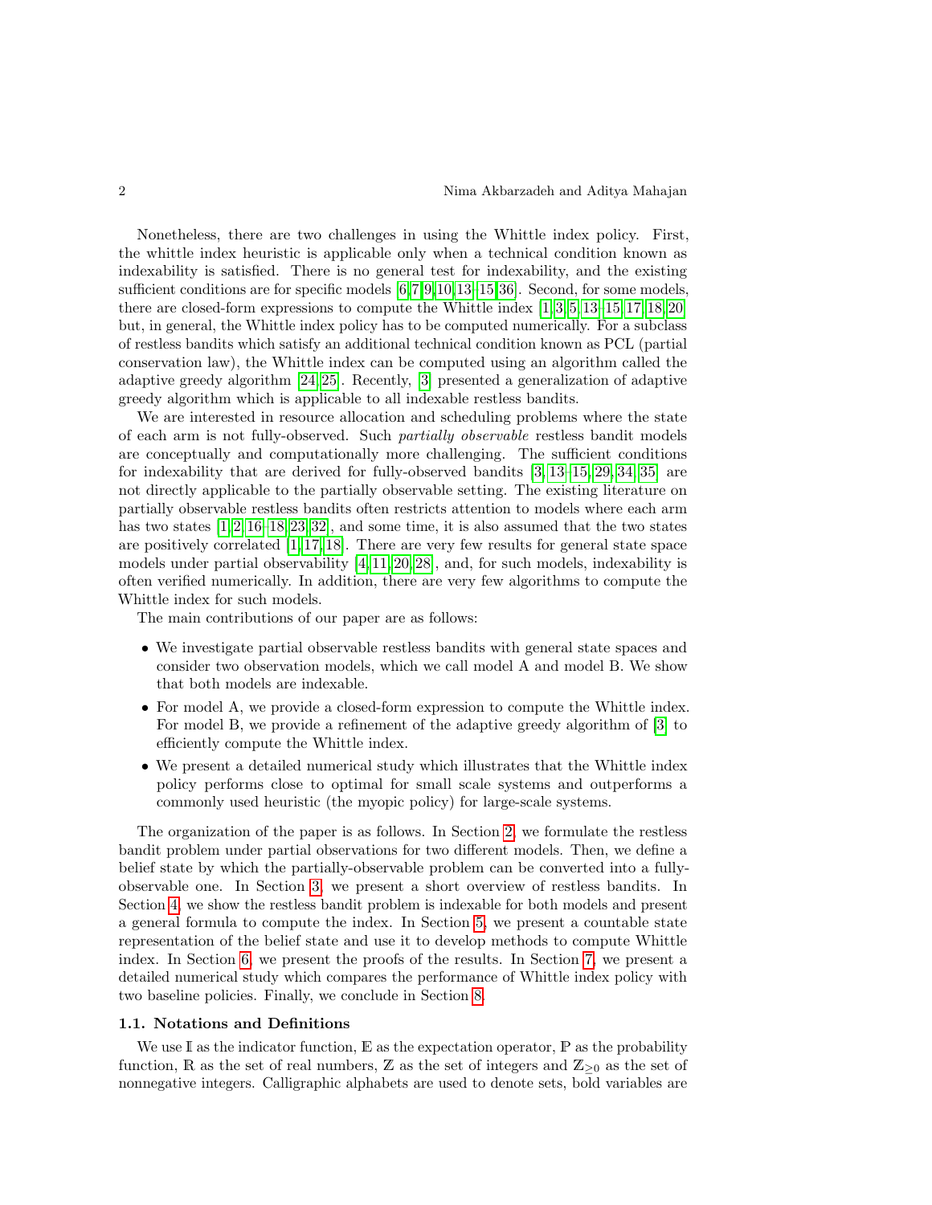Nonetheless, there are two challenges in using the Whittle index policy. First, the whittle index heuristic is applicable only when a technical condition known as indexability is satisfied. There is no general test for indexability, and the existing sufficient conditions are for specific models [6,7,9,10,13–15,36]. Second, for some models, there are closed-form expressions to compute the Whittle index [1,3,5,13–15,17,18,20] but, in general, the Whittle index policy has to be computed numerically. For a subclass of restless bandits which satisfy an additional technical condition known as PCL (partial conservation law), the Whittle index can be computed using an algorithm called the adaptive greedy algorithm [24,25]. Recently, [3] presented a generalization of adaptive greedy algorithm which is applicable to all indexable restless bandits.

We are interested in resource allocation and scheduling problems where the state of each arm is not fully-observed. Such *partially observable* restless bandit models are conceptually and computationally more challenging. The sufficient conditions for indexability that are derived for fully-observed bandits [3,13–15,29,34,35] are not directly applicable to the partially observable setting. The existing literature on partially observable restless bandits often restricts attention to models where each arm has two states [1,2,16–18,23,32], and some time, it is also assumed that the two states are positively correlated [1,17,18]. There are very few results for general state space models under partial observability [4,11,20,28], and, for such models, indexability is often verified numerically. In addition, there are very few algorithms to compute the Whittle index for such models.

The main contributions of our paper are as follows:

- We investigate partial observable restless bandits with general state spaces and consider two observation models, which we call model A and model B. We show that both models are indexable.
- For model A, we provide a closed-form expression to compute the Whittle index. For model B, we provide a refinement of the adaptive greedy algorithm of [3] to efficiently compute the Whittle index.
- We present a detailed numerical study which illustrates that the Whittle index policy performs close to optimal for small scale systems and outperforms a commonly used heuristic (the myopic policy) for large-scale systems.

The organization of the paper is as follows. In Section 2, we formulate the restless bandit problem under partial observations for two different models. Then, we define a belief state by which the partially-observable problem can be converted into a fully-observable one. In Section 3, we present a short overview of restless bandits. In Section 4, we show the restless bandit problem is indexable for both models and present a general formula to compute the index. In Section 5, we present a countable state representation of the belief state and use it to develop methods to compute Whittle index. In Section 6, we present the proofs of the results. In Section 7, we present a detailed numerical study which compares the performance of Whittle index policy with two baseline policies. Finally, we conclude in Section 8.

### 1.1. Notations and Definitions

We use $\mathbb{I}$ as the indicator function, $\mathbb{E}$ as the expectation operator, $\mathbb{P}$ as the probability function, $\mathbb{R}$ as the set of real numbers, $\mathbb{Z}$ as the set of integers and $\mathbb{Z}_{\geq 0}$ as the set of nonnegative integers. Calligraphic alphabets are used to denote sets, bold variables are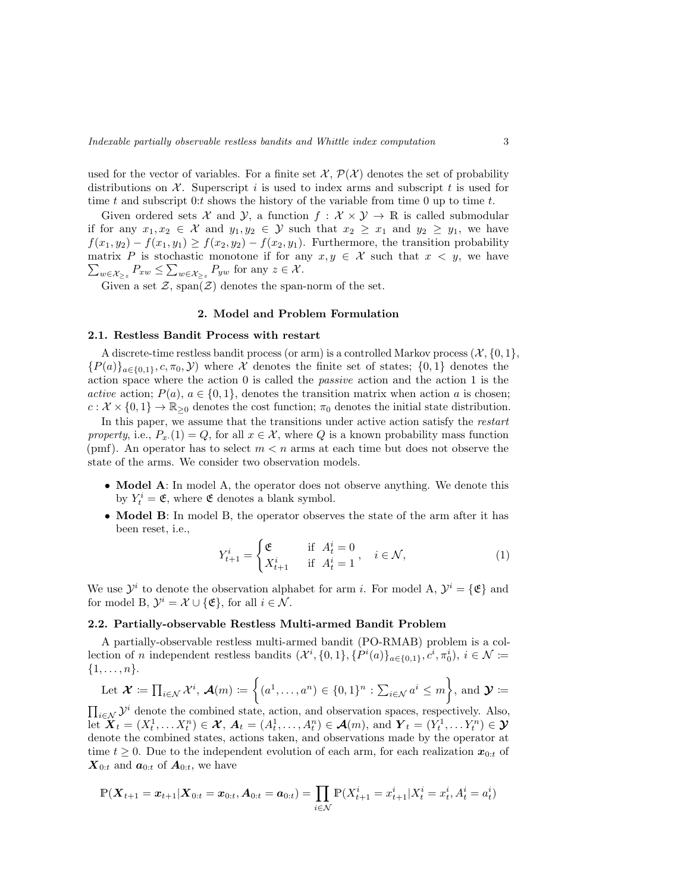used for the vector of variables. For a finite set $\mathcal{X}$, $\mathcal{P}(\mathcal{X})$ denotes the set of probability distributions on $\mathcal{X}$. Superscript $i$ is used to index arms and subscript $t$ is used for time $t$ and subscript $0{:}t$ shows the history of the variable from time 0 up to time $t$.

Given ordered sets $\mathcal{X}$ and $\mathcal{Y}$, a function $f : \mathcal{X} \times \mathcal{Y} \to \mathbb{R}$ is called submodular if for any $x_1, x_2 \in \mathcal{X}$ and $y_1, y_2 \in \mathcal{Y}$ such that $x_2 \geq x_1$ and $y_2 \geq y_1$, we have $f(x_1, y_2) - f(x_1, y_1) \geq f(x_2, y_2) - f(x_2, y_1)$. Furthermore, the transition probability matrix $P$ is stochastic monotone if for any $x, y \in \mathcal{X}$ such that $x < y$, we have $\sum_{w \in \mathcal{X}_{\geq z}} P_{xw} \leq \sum_{w \in \mathcal{X}_{\geq z}} P_{yw}$ for any $z \in \mathcal{X}$.

Given a set $\mathcal{Z}$, $\text{span}(\mathcal{Z})$ denotes the span-norm of the set.

## 2. Model and Problem Formulation

### 2.1. Restless Bandit Process with restart

A discrete-time restless bandit process (or arm) is a controlled Markov process $(\mathcal{X}, \{0,1\}, \{P(a)\}_{a \in \{0,1\}}, c, \pi_0, \mathcal{Y})$ where $\mathcal{X}$ denotes the finite set of states; $\{0,1\}$ denotes the action space where the action 0 is called the *passive* action and the action 1 is the *active* action; $P(a)$, $a \in \{0,1\}$, denotes the transition matrix when action $a$ is chosen; $c : \mathcal{X} \times \{0,1\} \to \mathbb{R}_{\geq 0}$ denotes the cost function; $\pi_0$ denotes the initial state distribution.

In this paper, we assume that the transitions under active action satisfy the *restart property*, i.e., $P_{x\cdot}(1) = Q$, for all $x \in \mathcal{X}$, where $Q$ is a known probability mass function (pmf). An operator has to select $m < n$ arms at each time but does not observe the state of the arms. We consider two observation models.

- **Model A**: In model A, the operator does not observe anything. We denote this by $Y_t^i = \mathfrak{E}$, where $\mathfrak{E}$ denotes a blank symbol.
- **Model B**: In model B, the operator observes the state of the arm after it has been reset, i.e.,

$$
Y_{t+1}^i = \begin{cases} \mathfrak{E} & \text{if } \; A_t^i = 0 \\ X_{t+1}^i & \text{if } \; A_t^i = 1 \end{cases}, \quad i \in \mathcal{N}, \tag{1}
$$

We use $\mathcal{Y}^i$ to denote the observation alphabet for arm $i$. For model A, $\mathcal{Y}^i = \{\mathfrak{E}\}$ and for model B, $\mathcal{Y}^i = \mathcal{X} \cup \{\mathfrak{E}\}$, for all $i \in \mathcal{N}$.

### 2.2. Partially-observable Restless Multi-armed Bandit Problem

A partially-observable restless multi-armed bandit (PO-RMAB) problem is a collection of $n$ independent restless bandits $(\mathcal{X}^i, \{0,1\}, \{P^i(a)\}_{a \in \{0,1\}}, c^i, \pi_0^i)$, $i \in \mathcal{N} := \{1, \ldots, n\}$.

Let $\boldsymbol{\mathcal{X}} := \prod_{i \in \mathcal{N}} \mathcal{X}^i$, $\boldsymbol{\mathcal{A}}(m) := \left\{(a^1, \ldots, a^n) \in \{0,1\}^n : \sum_{i \in \mathcal{N}} a^i \leq m\right\}$, and $\boldsymbol{\mathcal{Y}} := \prod_{i \in \mathcal{N}} \mathcal{Y}^i$ denote the combined state, action, and observation spaces, respectively. Also, let $\boldsymbol{X}_t = (X_t^1, \ldots X_t^n) \in \boldsymbol{\mathcal{X}}$, $\boldsymbol{A}_t = (A_t^1, \ldots, A_t^n) \in \boldsymbol{\mathcal{A}}(m)$, and $\boldsymbol{Y}_t = (Y_t^1, \ldots Y_t^n) \in \boldsymbol{\mathcal{Y}}$ denote the combined states, actions taken, and observations made by the operator at time $t \geq 0$. Due to the independent evolution of each arm, for each realization $\boldsymbol{x}_{0:t}$ of $\boldsymbol{X}_{0:t}$ and $\boldsymbol{a}_{0:t}$ of $\boldsymbol{A}_{0:t}$, we have

$$
\mathbb{P}(\boldsymbol{X}_{t+1} = \boldsymbol{x}_{t+1} | \boldsymbol{X}_{0:t} = \boldsymbol{x}_{0:t}, \boldsymbol{A}_{0:t} = \boldsymbol{a}_{0:t}) = \prod_{i \in \mathcal{N}} \mathbb{P}(X_{t+1}^i = x_{t+1}^i | X_t^i = x_t^i, A_t^i = a_t^i)
$$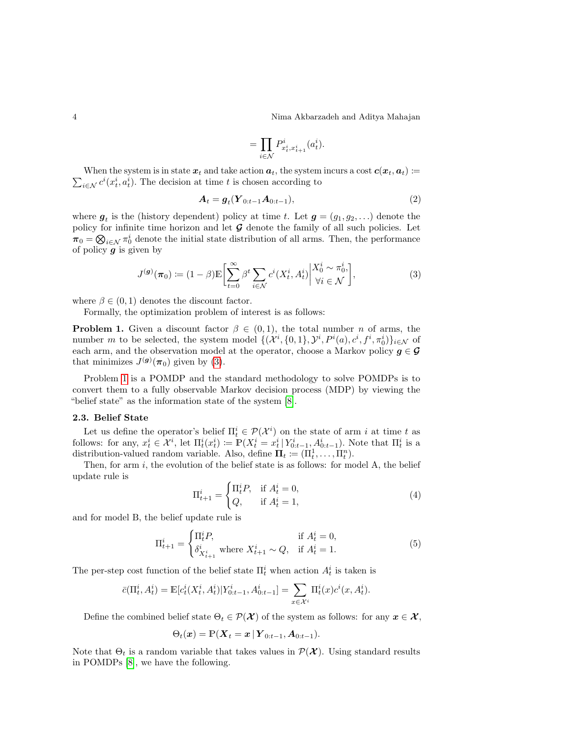$$= \prod_{i \in \mathcal{N}} P^i_{x^i_t, x^i_{t+1}}(a^i_t).$$

When the system is in state $\boldsymbol{x}_t$ and take action $\boldsymbol{a}_t$, the system incurs a cost $\boldsymbol{c}(\boldsymbol{x}_t, \boldsymbol{a}_t) := \sum_{i \in \mathcal{N}} c^i(x^i_t, a^i_t)$. The decision at time $t$ is chosen according to

$$\boldsymbol{A}_t = \boldsymbol{g}_t(\boldsymbol{Y}_{0:t-1}\boldsymbol{A}_{0:t-1}), \tag{2}$$

where $\boldsymbol{g}_t$ is the (history dependent) policy at time $t$. Let $\boldsymbol{g} = (g_1, g_2, \dots)$ denote the policy for infinite time horizon and let $\boldsymbol{\mathcal{G}}$ denote the family of all such policies. Let $\boldsymbol{\pi}_0 = \bigotimes_{i \in \mathcal{N}} \pi^i_0$ denote the initial state distribution of all arms. Then, the performance of policy $\boldsymbol{g}$ is given by

$$J^{(\boldsymbol{g})}(\boldsymbol{\pi}_0) := (1-\beta)\mathbb{E}\bigg[\sum_{t=0}^{\infty} \beta^t \sum_{i \in \mathcal{N}} c^i(X^i_t, A^i_t) \bigg| \begin{matrix} X^i_0 \sim \pi^i_0, \\ \forall i \in \mathcal{N} \end{matrix} \bigg], \tag{3}$$

where $\beta \in (0,1)$ denotes the discount factor.

Formally, the optimization problem of interest is as follows:

**Problem 1.** Given a discount factor $\beta \in (0,1)$, the total number $n$ of arms, the number $m$ to be selected, the system model $\{(\mathcal{X}^i, \{0,1\}, \mathcal{Y}^i, P^i(a), c^i, f^i, \pi^i_0)\}_{i \in \mathcal{N}}$ of each arm, and the observation model at the operator, choose a Markov policy $\boldsymbol{g} \in \boldsymbol{\mathcal{G}}$ that minimizes $J^{(\boldsymbol{g})}(\boldsymbol{\pi}_0)$ given by (3).

Problem 1 is a POMDP and the standard methodology to solve POMDPs is to convert them to a fully observable Markov decision process (MDP) by viewing the "belief state" as the information state of the system [8].

### 2.3. Belief State

Let us define the operator's belief $\Pi^i_t \in \mathcal{P}(\mathcal{X}^i)$ on the state of arm $i$ at time $t$ as follows: for any, $x^i_t \in \mathcal{X}^i$, let $\Pi^i_t(x^i_t) := \mathbb{P}(X^i_t = x^i_t \,|\, Y^i_{0:t-1}, A^i_{0:t-1})$. Note that $\Pi^i_t$ is a distribution-valued random variable. Also, define $\boldsymbol{\Pi}_t := (\Pi^1_t, \dots, \Pi^n_t)$.

Then, for arm $i$, the evolution of the belief state is as follows: for model A, the belief update rule is

$$\Pi^i_{t+1} = \begin{cases} \Pi^i_t P, & \text{if } A^i_t = 0, \\ Q, & \text{if } A^i_t = 1, \end{cases} \tag{4}$$

and for model B, the belief update rule is

$$\Pi^i_{t+1} = \begin{cases} \Pi^i_t P, & \text{if } A^i_t = 0, \\ \delta^i_{X^i_{t+1}} \text{ where } X^i_{t+1} \sim Q, & \text{if } A^i_t = 1. \end{cases} \tag{5}$$

The per-step cost function of the belief state $\Pi^i_t$ when action $A^i_t$ is taken is

$$\bar{c}(\Pi^i_t, A^i_t) = \mathbb{E}[c^i_t(X^i_t, A^i_t) | Y^i_{0:t-1}, A^i_{0:t-1}] = \sum_{x \in \mathcal{X}^i} \Pi^i_t(x) c^i(x, A^i_t).$$

Define the combined belief state $\Theta_t \in \mathcal{P}(\boldsymbol{\mathcal{X}})$ of the system as follows: for any $\boldsymbol{x} \in \boldsymbol{\mathcal{X}}$,

$$\Theta_t(\boldsymbol{x}) = \mathbb{P}(\boldsymbol{X}_t = \boldsymbol{x} \,|\, \boldsymbol{Y}_{0:t-1}, \boldsymbol{A}_{0:t-1}).$$

Note that $\Theta_t$ is a random variable that takes values in $\mathcal{P}(\boldsymbol{\mathcal{X}})$. Using standard results in POMDPs [8], we have the following.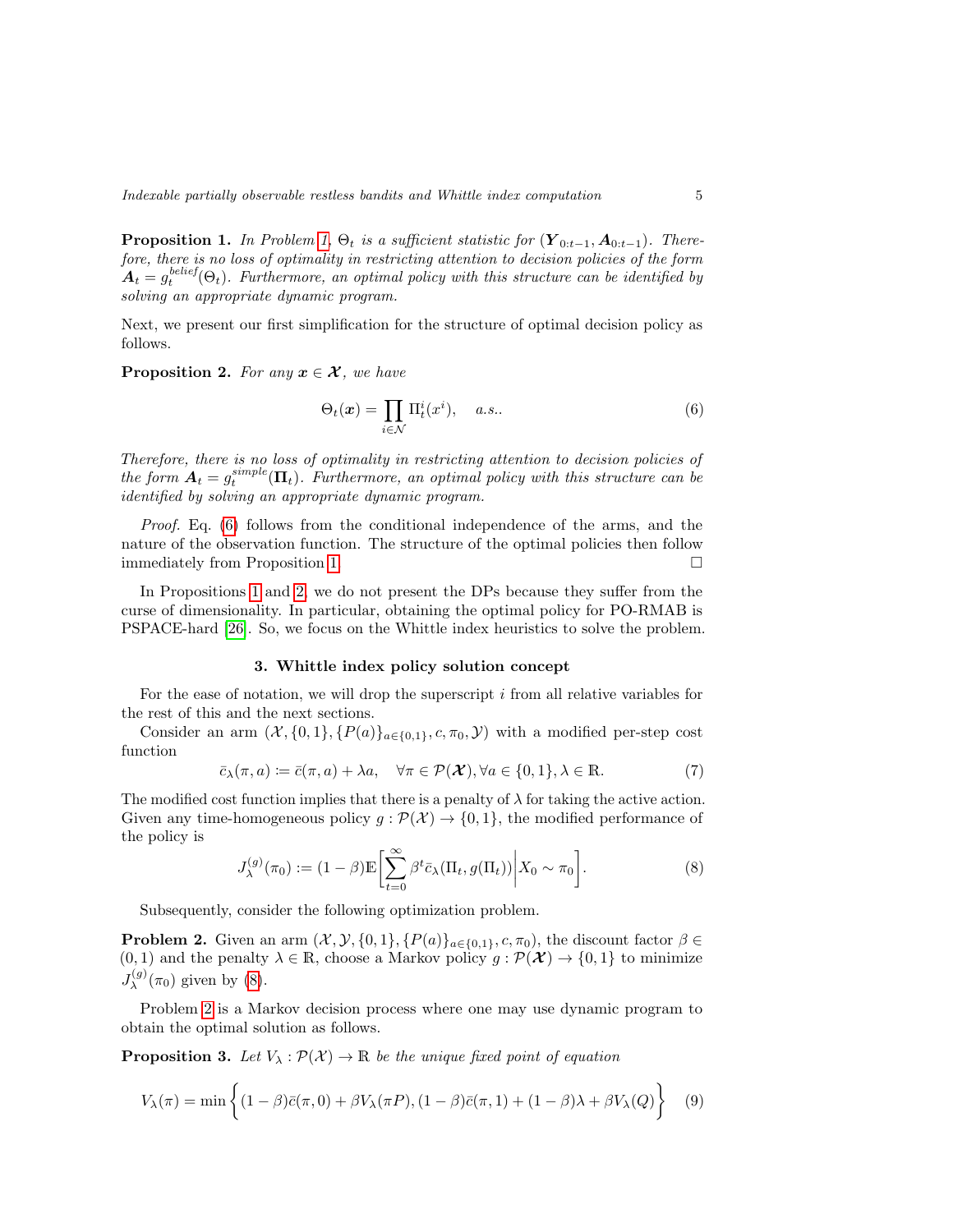**Proposition 1.** *In Problem 1, $\Theta_t$ is a sufficient statistic for $(\boldsymbol{Y}_{0:t-1}, \boldsymbol{A}_{0:t-1})$. Therefore, there is no loss of optimality in restricting attention to decision policies of the form $\boldsymbol{A}_t = g_t^{belief}(\Theta_t)$. Furthermore, an optimal policy with this structure can be identified by solving an appropriate dynamic program.*

Next, we present our first simplification for the structure of optimal decision policy as follows.

**Proposition 2.** *For any $\boldsymbol{x} \in \boldsymbol{\mathcal{X}}$, we have*

$$\Theta_t(\boldsymbol{x}) = \prod_{i \in \mathcal{N}} \Pi_t^i(x^i), \quad a.s.. \tag{6}$$

*Therefore, there is no loss of optimality in restricting attention to decision policies of the form $\boldsymbol{A}_t = g_t^{simple}(\boldsymbol{\Pi}_t)$. Furthermore, an optimal policy with this structure can be identified by solving an appropriate dynamic program.*

*Proof.* Eq. (6) follows from the conditional independence of the arms, and the nature of the observation function. The structure of the optimal policies then follow immediately from Proposition 1. □

In Propositions 1 and 2, we do not present the DPs because they suffer from the curse of dimensionality. In particular, obtaining the optimal policy for PO-RMAB is PSPACE-hard [26]. So, we focus on the Whittle index heuristics to solve the problem.

### 3. Whittle index policy solution concept

For the ease of notation, we will drop the superscript $i$ from all relative variables for the rest of this and the next sections.

Consider an arm $(\mathcal{X}, \{0,1\}, \{P(a)\}_{a \in \{0,1\}}, c, \pi_0, \mathcal{Y})$ with a modified per-step cost function

$$\bar{c}_\lambda(\pi, a) \coloneqq \bar{c}(\pi, a) + \lambda a, \quad \forall \pi \in \mathcal{P}(\boldsymbol{\mathcal{X}}), \forall a \in \{0,1\}, \lambda \in \mathbb{R}. \tag{7}$$

The modified cost function implies that there is a penalty of $\lambda$ for taking the active action. Given any time-homogeneous policy $g : \mathcal{P}(\mathcal{X}) \to \{0,1\}$, the modified performance of the policy is

$$J_\lambda^{(g)}(\pi_0) \coloneqq (1-\beta)\mathbb{E}\bigg[\sum_{t=0}^{\infty} \beta^t \bar{c}_\lambda(\Pi_t, g(\Pi_t)) \bigg| X_0 \sim \pi_0\bigg]. \tag{8}$$

Subsequently, consider the following optimization problem.

**Problem 2.** Given an arm $(\mathcal{X}, \mathcal{Y}, \{0,1\}, \{P(a)\}_{a \in \{0,1\}}, c, \pi_0)$, the discount factor $\beta \in (0,1)$ and the penalty $\lambda \in \mathbb{R}$, choose a Markov policy $g : \mathcal{P}(\boldsymbol{\mathcal{X}}) \to \{0,1\}$ to minimize $J_\lambda^{(g)}(\pi_0)$ given by (8).

Problem 2 is a Markov decision process where one may use dynamic program to obtain the optimal solution as follows.

**Proposition 3.** *Let $V_\lambda : \mathcal{P}(\mathcal{X}) \to \mathbb{R}$ be the unique fixed point of equation*

$$V_\lambda(\pi) = \min\bigg\{(1-\beta)\bar{c}(\pi,0) + \beta V_\lambda(\pi P), (1-\beta)\bar{c}(\pi,1) + (1-\beta)\lambda + \beta V_\lambda(Q)\bigg\} \tag{9}$$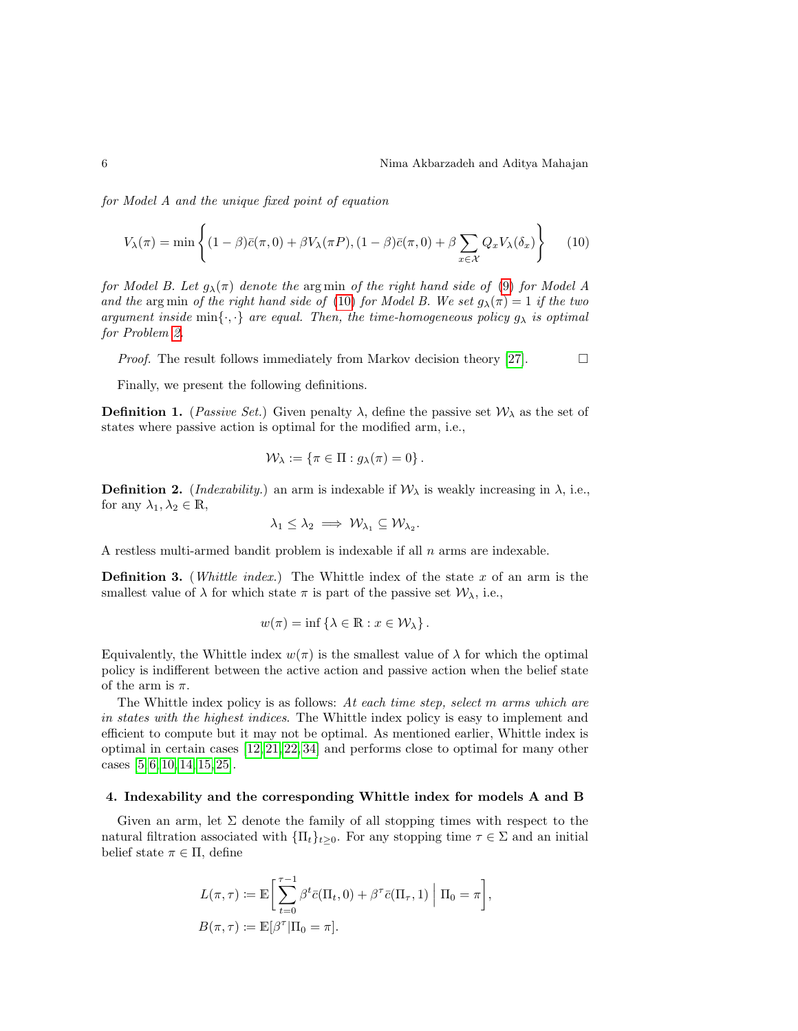*for Model A and the unique fixed point of equation*

$$V_\lambda(\pi) = \min\left\{ (1-\beta)\bar{c}(\pi, 0) + \beta V_\lambda(\pi P), (1-\beta)\bar{c}(\pi, 0) + \beta \sum_{x \in \mathcal{X}} Q_x V_\lambda(\delta_x) \right\} \tag{10}$$

*for Model B. Let $g_\lambda(\pi)$ denote the* arg min *of the right hand side of* (9) *for Model A and the* arg min *of the right hand side of* (10) *for Model B. We set $g_\lambda(\pi) = 1$ if the two argument inside $\min\{\cdot, \cdot\}$ are equal. Then, the time-homogeneous policy $g_\lambda$ is optimal for Problem 2.*

*Proof.* The result follows immediately from Markov decision theory [27]. $\square$

Finally, we present the following definitions.

**Definition 1.** (*Passive Set.*) Given penalty $\lambda$, define the passive set $\mathcal{W}_\lambda$ as the set of states where passive action is optimal for the modified arm, i.e.,

$$\mathcal{W}_\lambda := \{\pi \in \Pi : g_\lambda(\pi) = 0\}.$$

**Definition 2.** (*Indexability.*) an arm is indexable if $\mathcal{W}_\lambda$ is weakly increasing in $\lambda$, i.e., for any $\lambda_1, \lambda_2 \in \mathbb{R}$,

$$\lambda_1 \le \lambda_2 \implies \mathcal{W}_{\lambda_1} \subseteq \mathcal{W}_{\lambda_2}.$$

A restless multi-armed bandit problem is indexable if all $n$ arms are indexable.

**Definition 3.** (*Whittle index.*) The Whittle index of the state $x$ of an arm is the smallest value of $\lambda$ for which state $\pi$ is part of the passive set $\mathcal{W}_\lambda$, i.e.,

$$w(\pi) = \inf\{\lambda \in \mathbb{R} : x \in \mathcal{W}_\lambda\}.$$

Equivalently, the Whittle index $w(\pi)$ is the smallest value of $\lambda$ for which the optimal policy is indifferent between the active action and passive action when the belief state of the arm is $\pi$.

The Whittle index policy is as follows: *At each time step, select $m$ arms which are in states with the highest indices*. The Whittle index policy is easy to implement and efficient to compute but it may not be optimal. As mentioned earlier, Whittle index is optimal in certain cases [12,21,22,34] and performs close to optimal for many other cases [5,6,10,14,15,25].

## 4. Indexability and the corresponding Whittle index for models A and B

Given an arm, let $\Sigma$ denote the family of all stopping times with respect to the natural filtration associated with $\{\Pi_t\}_{t \ge 0}$. For any stopping time $\tau \in \Sigma$ and an initial belief state $\pi \in \Pi$, define

$$L(\pi, \tau) := \mathbb{E}\bigg[\sum_{t=0}^{\tau-1} \beta^t \bar{c}(\Pi_t, 0) + \beta^\tau \bar{c}(\Pi_\tau, 1) \;\Big|\; \Pi_0 = \pi\bigg],$$
$$B(\pi, \tau) := \mathbb{E}[\beta^\tau | \Pi_0 = \pi].$$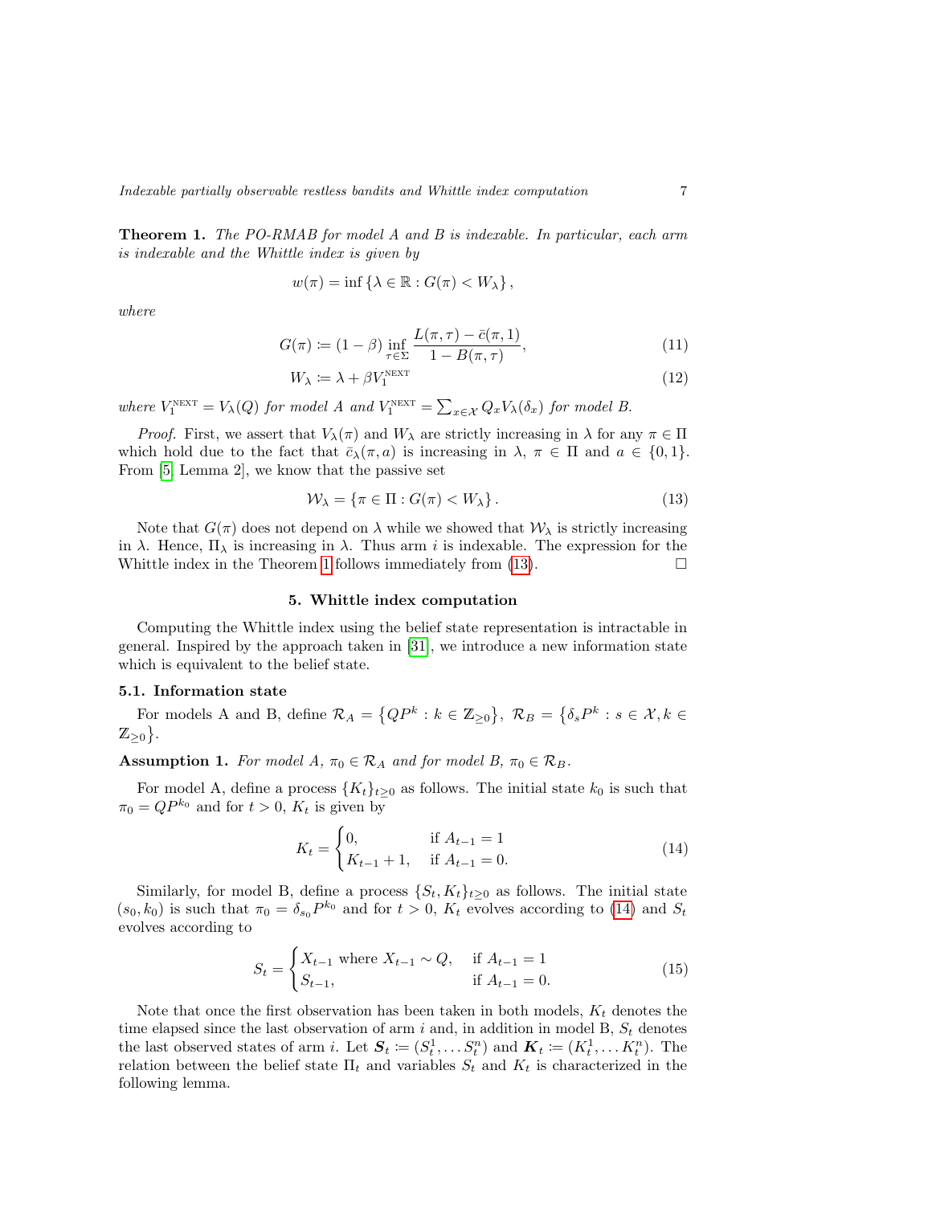**Theorem 1.** *The PO-RMAB for model A and B is indexable. In particular, each arm is indexable and the Whittle index is given by*

$$w(\pi) = \inf \left\{ \lambda \in \mathbb{R} : G(\pi) < W_\lambda \right\},$$

*where*

$$G(\pi) \coloneqq (1-\beta) \inf_{\tau \in \Sigma} \frac{L(\pi, \tau) - \bar{c}(\pi, 1)}{1 - B(\pi, \tau)}, \tag{11}$$

$$W_\lambda \coloneqq \lambda + \beta V_1^{\text{NEXT}} \tag{12}$$

*where $V_1^{\text{NEXT}} = V_\lambda(Q)$ for model A and $V_1^{\text{NEXT}} = \sum_{x \in \mathcal{X}} Q_x V_\lambda(\delta_x)$ for model B.*

*Proof.* First, we assert that $V_\lambda(\pi)$ and $W_\lambda$ are strictly increasing in $\lambda$ for any $\pi \in \Pi$ which hold due to the fact that $\bar{c}_\lambda(\pi, a)$ is increasing in $\lambda$, $\pi \in \Pi$ and $a \in \{0, 1\}$. From [5, Lemma 2], we know that the passive set

$$\mathcal{W}_\lambda = \left\{ \pi \in \Pi : G(\pi) < W_\lambda \right\}. \tag{13}$$

Note that $G(\pi)$ does not depend on $\lambda$ while we showed that $\mathcal{W}_\lambda$ is strictly increasing in $\lambda$. Hence, $\Pi_\lambda$ is increasing in $\lambda$. Thus arm $i$ is indexable. The expression for the Whittle index in the Theorem 1 follows immediately from (13). □

## 5. Whittle index computation

Computing the Whittle index using the belief state representation is intractable in general. Inspired by the approach taken in [31], we introduce a new information state which is equivalent to the belief state.

### 5.1. Information state

For models A and B, define $\mathcal{R}_A = \left\{ QP^k : k \in \mathbb{Z}_{\geq 0} \right\}$, $\mathcal{R}_B = \left\{ \delta_s P^k : s \in \mathcal{X}, k \in \mathbb{Z}_{\geq 0} \right\}$.

**Assumption 1.** *For model A, $\pi_0 \in \mathcal{R}_A$ and for model B, $\pi_0 \in \mathcal{R}_B$.*

For model A, define a process $\{K_t\}_{t \geq 0}$ as follows. The initial state $k_0$ is such that $\pi_0 = QP^{k_0}$ and for $t > 0$, $K_t$ is given by

$$K_t = \begin{cases} 0, & \text{if } A_{t-1} = 1 \\ K_{t-1} + 1, & \text{if } A_{t-1} = 0. \end{cases} \tag{14}$$

Similarly, for model B, define a process $\{S_t, K_t\}_{t \geq 0}$ as follows. The initial state $(s_0, k_0)$ is such that $\pi_0 = \delta_{s_0} P^{k_0}$ and for $t > 0$, $K_t$ evolves according to (14) and $S_t$ evolves according to

$$S_t = \begin{cases} X_{t-1} \text{ where } X_{t-1} \sim Q, & \text{if } A_{t-1} = 1 \\ S_{t-1}, & \text{if } A_{t-1} = 0. \end{cases} \tag{15}$$

Note that once the first observation has been taken in both models, $K_t$ denotes the time elapsed since the last observation of arm $i$ and, in addition in model B, $S_t$ denotes the last observed states of arm $i$. Let $\boldsymbol{S}_t \coloneqq (S_t^1, \dots S_t^n)$ and $\boldsymbol{K}_t \coloneqq (K_t^1, \dots K_t^n)$. The relation between the belief state $\Pi_t$ and variables $S_t$ and $K_t$ is characterized in the following lemma.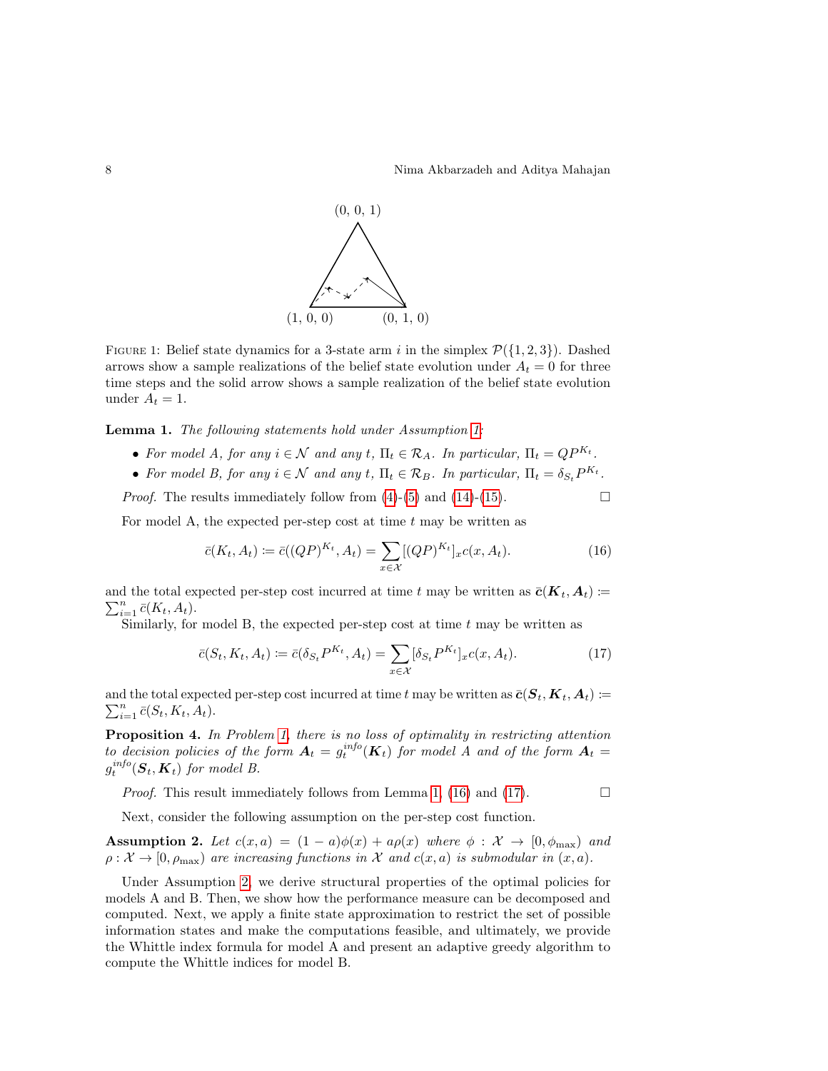FIGURE 1: Belief state dynamics for a 3-state arm $i$ in the simplex $\mathcal{P}(\{1,2,3\})$. Dashed arrows show a sample realizations of the belief state evolution under $A_t = 0$ for three time steps and the solid arrow shows a sample realization of the belief state evolution under $A_t = 1$.

**Lemma 1.** *The following statements hold under Assumption 1:*

- *For model A, for any $i \in \mathcal{N}$ and any $t$, $\Pi_t \in \mathcal{R}_A$. In particular, $\Pi_t = QP^{K_t}$.*
- *For model B, for any $i \in \mathcal{N}$ and any $t$, $\Pi_t \in \mathcal{R}_B$. In particular, $\Pi_t = \delta_{S_t} P^{K_t}$.*

*Proof.* The results immediately follow from (4)-(5) and (14)-(15). □

For model A, the expected per-step cost at time $t$ may be written as

$$\bar{c}(K_t, A_t) := \bar{c}((QP)^{K_t}, A_t) = \sum_{x \in \mathcal{X}} [(QP)^{K_t}]_x c(x, A_t). \tag{16}$$

and the total expected per-step cost incurred at time $t$ may be written as $\bar{\boldsymbol{c}}(\boldsymbol{K}_t, \boldsymbol{A}_t) := \sum_{i=1}^{n} \bar{c}(K_t, A_t)$.

Similarly, for model B, the expected per-step cost at time $t$ may be written as

$$\bar{c}(S_t, K_t, A_t) := \bar{c}(\delta_{S_t} P^{K_t}, A_t) = \sum_{x \in \mathcal{X}} [\delta_{S_t} P^{K_t}]_x c(x, A_t). \tag{17}$$

and the total expected per-step cost incurred at time $t$ may be written as $\bar{\boldsymbol{c}}(\boldsymbol{S}_t, \boldsymbol{K}_t, \boldsymbol{A}_t) := \sum_{i=1}^{n} \bar{c}(S_t, K_t, A_t)$.

**Proposition 4.** *In Problem 1, there is no loss of optimality in restricting attention to decision policies of the form $\boldsymbol{A}_t = g_t^{info}(\boldsymbol{K}_t)$ for model A and of the form $\boldsymbol{A}_t = g_t^{info}(\boldsymbol{S}_t, \boldsymbol{K}_t)$ for model B.*

*Proof.* This result immediately follows from Lemma 1, (16) and (17). □

Next, consider the following assumption on the per-step cost function.

**Assumption 2.** *Let $c(x, a) = (1 - a)\phi(x) + a\rho(x)$ where $\phi : \mathcal{X} \to [0, \phi_{\max})$ and $\rho : \mathcal{X} \to [0, \rho_{\max})$ are increasing functions in $\mathcal{X}$ and $c(x, a)$ is submodular in $(x, a)$.*

Under Assumption 2, we derive structural properties of the optimal policies for models A and B. Then, we show how the performance measure can be decomposed and computed. Next, we apply a finite state approximation to restrict the set of possible information states and make the computations feasible, and ultimately, we provide the Whittle index formula for model A and present an adaptive greedy algorithm to compute the Whittle indices for model B.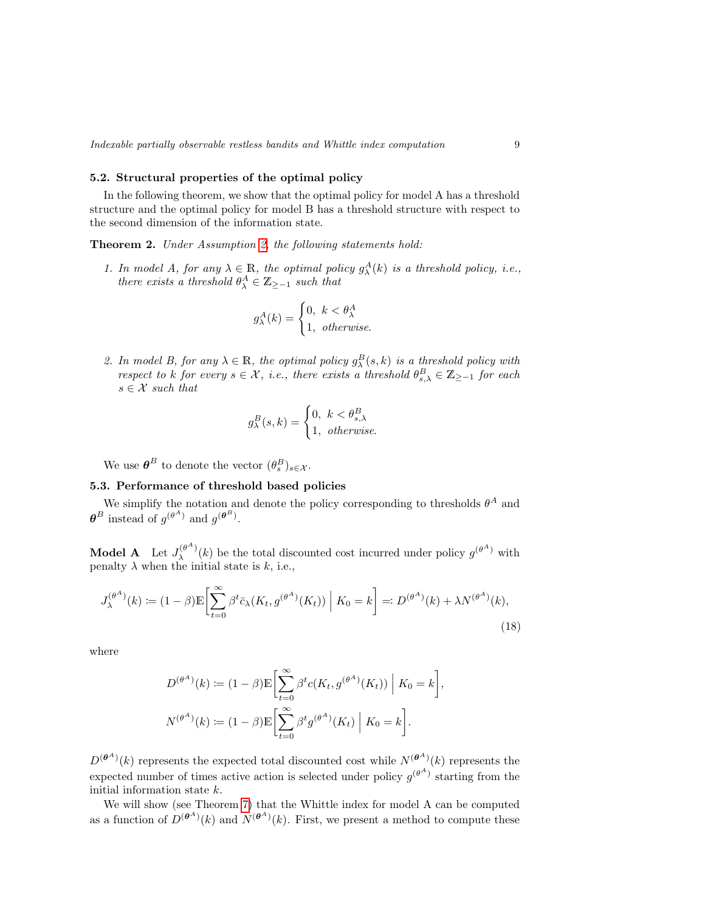### 5.2. Structural properties of the optimal policy

In the following theorem, we show that the optimal policy for model A has a threshold structure and the optimal policy for model B has a threshold structure with respect to the second dimension of the information state.

**Theorem 2.** *Under Assumption 2, the following statements hold:*

1. *In model A, for any $\lambda \in \mathbb{R}$, the optimal policy $g^A_\lambda(k)$ is a threshold policy, i.e., there exists a threshold $\theta^A_\lambda \in \mathbb{Z}_{\geq -1}$ such that*

$$g^A_\lambda(k) = \begin{cases} 0, & k < \theta^A_\lambda \\ 1, & \textit{otherwise.} \end{cases}$$

2. *In model B, for any $\lambda \in \mathbb{R}$, the optimal policy $g^B_\lambda(s,k)$ is a threshold policy with respect to $k$ for every $s \in \mathcal{X}$, i.e., there exists a threshold $\theta^B_{s,\lambda} \in \mathbb{Z}_{\geq -1}$ for each $s \in \mathcal{X}$ such that*

$$g^B_\lambda(s,k) = \begin{cases} 0, & k < \theta^B_{s,\lambda} \\ 1, & \textit{otherwise.} \end{cases}$$

We use $\boldsymbol{\theta}^B$ to denote the vector $(\theta^B_s)_{s \in \mathcal{X}}$.

### 5.3. Performance of threshold based policies

We simplify the notation and denote the policy corresponding to thresholds $\theta^A$ and $\boldsymbol{\theta}^B$ instead of $g^{(\theta^A)}$ and $g^{(\boldsymbol{\theta}^B)}$.

**Model A** Let $J^{(\theta^A)}_\lambda(k)$ be the total discounted cost incurred under policy $g^{(\theta^A)}$ with penalty $\lambda$ when the initial state is $k$, i.e.,

$$J^{(\theta^A)}_\lambda(k) := (1-\beta)\mathbb{E}\bigg[\sum_{t=0}^{\infty} \beta^t \bar{c}_\lambda(K_t, g^{(\theta^A)}(K_t)) \;\Big|\; K_0 = k\bigg] =: D^{(\theta^A)}(k) + \lambda N^{(\theta^A)}(k), \tag{18}$$

where

$$D^{(\theta^A)}(k) := (1-\beta)\mathbb{E}\bigg[\sum_{t=0}^{\infty} \beta^t c(K_t, g^{(\theta^A)}(K_t)) \;\Big|\; K_0 = k\bigg],$$

$$N^{(\theta^A)}(k) := (1-\beta)\mathbb{E}\bigg[\sum_{t=0}^{\infty} \beta^t g^{(\theta^A)}(K_t) \;\Big|\; K_0 = k\bigg].$$

$D^{(\boldsymbol{\theta}^A)}(k)$ represents the expected total discounted cost while $N^{(\boldsymbol{\theta}^A)}(k)$ represents the expected number of times active action is selected under policy $g^{(\theta^A)}$ starting from the initial information state $k$.

We will show (see Theorem 7) that the Whittle index for model A can be computed as a function of $D^{(\boldsymbol{\theta}^A)}(k)$ and $N^{(\boldsymbol{\theta}^A)}(k)$. First, we present a method to compute these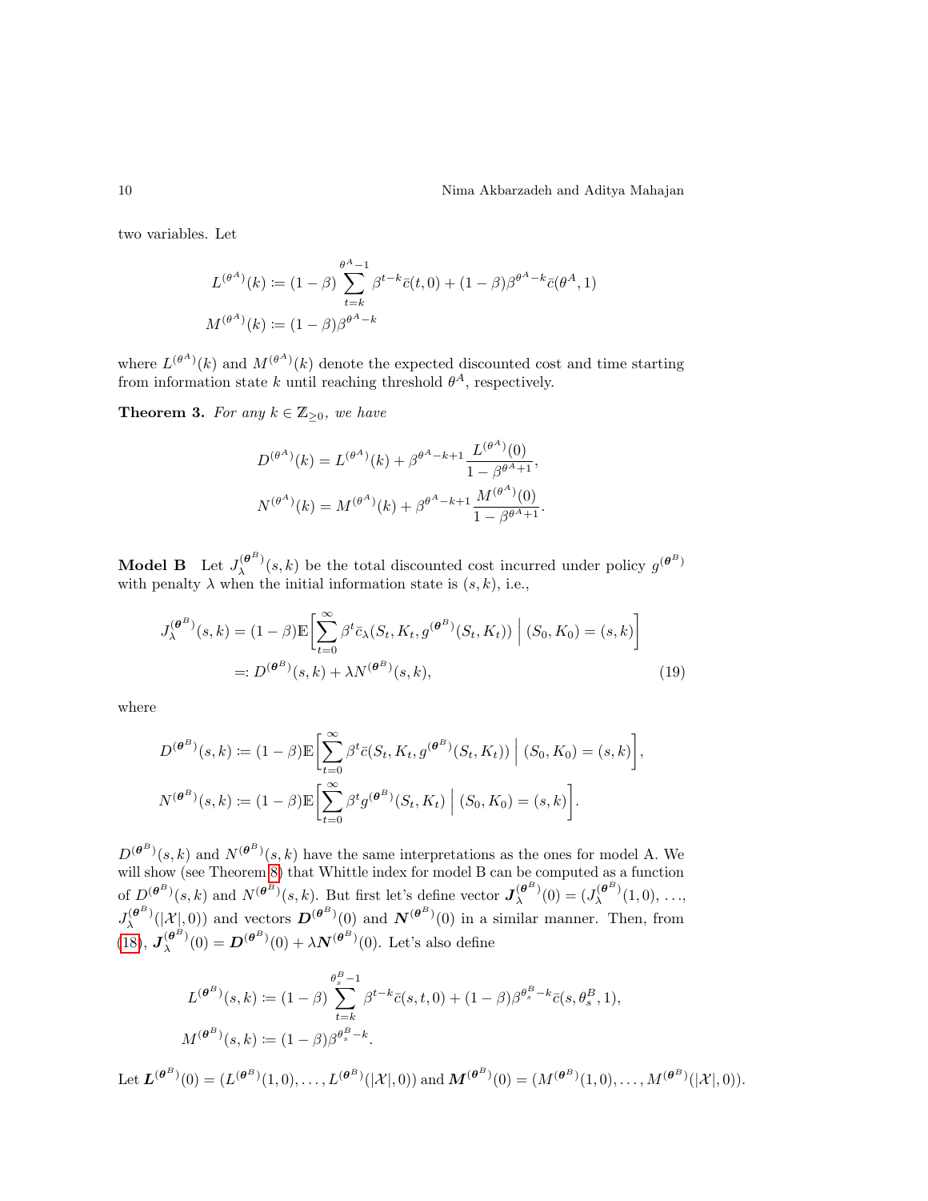two variables. Let

$$
\begin{aligned}
L^{(\theta^A)}(k) &\coloneqq (1-\beta)\sum_{t=k}^{\theta^A-1}\beta^{t-k}\bar{c}(t,0) + (1-\beta)\beta^{\theta^A-k}\bar{c}(\theta^A,1) \\
M^{(\theta^A)}(k) &\coloneqq (1-\beta)\beta^{\theta^A-k}
\end{aligned}
$$

where $L^{(\theta^A)}(k)$ and $M^{(\theta^A)}(k)$ denote the expected discounted cost and time starting from information state $k$ until reaching threshold $\theta^A$, respectively.

**Theorem 3.** *For any $k \in \mathbb{Z}_{\geq 0}$, we have*

$$
\begin{aligned}
D^{(\theta^A)}(k) &= L^{(\theta^A)}(k) + \beta^{\theta^A-k+1}\frac{L^{(\theta^A)}(0)}{1-\beta^{\theta^A+1}}, \\
N^{(\theta^A)}(k) &= M^{(\theta^A)}(k) + \beta^{\theta^A-k+1}\frac{M^{(\theta^A)}(0)}{1-\beta^{\theta^A+1}}.
\end{aligned}
$$

**Model B** Let $J_\lambda^{(\boldsymbol{\theta}^B)}(s,k)$ be the total discounted cost incurred under policy $g^{(\boldsymbol{\theta}^B)}$ with penalty $\lambda$ when the initial information state is $(s,k)$, i.e.,

$$
\begin{aligned}
J_\lambda^{(\boldsymbol{\theta}^B)}(s,k) &= (1-\beta)\mathbb{E}\bigg[\sum_{t=0}^{\infty}\beta^t \bar{c}_\lambda(S_t,K_t,g^{(\boldsymbol{\theta}^B)}(S_t,K_t)) \;\Big|\; (S_0,K_0)=(s,k)\bigg] \\
&\eqqcolon D^{(\boldsymbol{\theta}^B)}(s,k) + \lambda N^{(\boldsymbol{\theta}^B)}(s,k),
\end{aligned} \tag{19}
$$

where

$$
\begin{aligned}
D^{(\boldsymbol{\theta}^B)}(s,k) &\coloneqq (1-\beta)\mathbb{E}\bigg[\sum_{t=0}^{\infty}\beta^t \bar{c}(S_t,K_t,g^{(\boldsymbol{\theta}^B)}(S_t,K_t)) \;\Big|\; (S_0,K_0)=(s,k)\bigg], \\
N^{(\boldsymbol{\theta}^B)}(s,k) &\coloneqq (1-\beta)\mathbb{E}\bigg[\sum_{t=0}^{\infty}\beta^t g^{(\boldsymbol{\theta}^B)}(S_t,K_t) \;\Big|\; (S_0,K_0)=(s,k)\bigg].
\end{aligned}
$$

$D^{(\boldsymbol{\theta}^B)}(s,k)$ and $N^{(\boldsymbol{\theta}^B)}(s,k)$ have the same interpretations as the ones for model A. We will show (see Theorem 8) that Whittle index for model B can be computed as a function of $D^{(\boldsymbol{\theta}^B)}(s,k)$ and $N^{(\boldsymbol{\theta}^B)}(s,k)$. But first let's define vector $\boldsymbol{J}_\lambda^{(\boldsymbol{\theta}^B)}(0) = (J_\lambda^{(\boldsymbol{\theta}^B)}(1,0),\ldots, J_\lambda^{(\boldsymbol{\theta}^B)}(|\mathcal{X}|,0))$ and vectors $\boldsymbol{D}^{(\boldsymbol{\theta}^B)}(0)$ and $\boldsymbol{N}^{(\boldsymbol{\theta}^B)}(0)$ in a similar manner. Then, from (18), $\boldsymbol{J}_\lambda^{(\boldsymbol{\theta}^B)}(0) = \boldsymbol{D}^{(\boldsymbol{\theta}^B)}(0) + \lambda \boldsymbol{N}^{(\boldsymbol{\theta}^B)}(0)$. Let's also define

$$
\begin{aligned}
L^{(\boldsymbol{\theta}^B)}(s,k) &\coloneqq (1-\beta)\sum_{t=k}^{\theta_s^B-1}\beta^{t-k}\bar{c}(s,t,0) + (1-\beta)\beta^{\theta_s^B-k}\bar{c}(s,\theta_s^B,1), \\
M^{(\boldsymbol{\theta}^B)}(s,k) &\coloneqq (1-\beta)\beta^{\theta_s^B-k}.
\end{aligned}
$$

Let $\boldsymbol{L}^{(\boldsymbol{\theta}^B)}(0) = (L^{(\boldsymbol{\theta}^B)}(1,0),\ldots,L^{(\boldsymbol{\theta}^B)}(|\mathcal{X}|,0))$ and $\boldsymbol{M}^{(\boldsymbol{\theta}^B)}(0) = (M^{(\boldsymbol{\theta}^B)}(1,0),\ldots,M^{(\boldsymbol{\theta}^B)}(|\mathcal{X}|,0))$.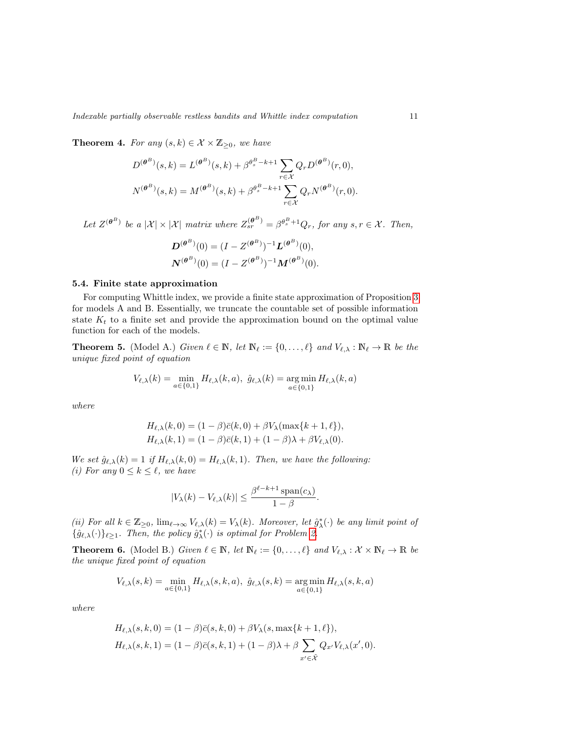**Theorem 4.** *For any $(s,k) \in \mathcal{X} \times \mathbb{Z}_{\geq 0}$, we have*

$$D^{(\boldsymbol{\theta}^B)}(s,k) = L^{(\boldsymbol{\theta}^B)}(s,k) + \beta^{\theta_s^B - k + 1} \sum_{r \in \mathcal{X}} Q_r D^{(\boldsymbol{\theta}^B)}(r,0),$$
$$N^{(\boldsymbol{\theta}^B)}(s,k) = M^{(\boldsymbol{\theta}^B)}(s,k) + \beta^{\theta_s^B - k + 1} \sum_{r \in \mathcal{X}} Q_r N^{(\boldsymbol{\theta}^B)}(r,0).$$

*Let $Z^{(\boldsymbol{\theta}^B)}$ be a $|\mathcal{X}| \times |\mathcal{X}|$ matrix where $Z^{(\boldsymbol{\theta}^B)}_{sr} = \beta^{\theta_s^B + 1} Q_r$, for any $s, r \in \mathcal{X}$. Then,*

$$\boldsymbol{D}^{(\boldsymbol{\theta}^B)}(0) = (I - Z^{(\boldsymbol{\theta}^B)})^{-1} \boldsymbol{L}^{(\boldsymbol{\theta}^B)}(0),$$
$$\boldsymbol{N}^{(\boldsymbol{\theta}^B)}(0) = (I - Z^{(\boldsymbol{\theta}^B)})^{-1} \boldsymbol{M}^{(\boldsymbol{\theta}^B)}(0).$$

### 5.4. Finite state approximation

For computing Whittle index, we provide a finite state approximation of Proposition 3 for models A and B. Essentially, we truncate the countable set of possible information state $K_t$ to a finite set and provide the approximation bound on the optimal value function for each of the models.

**Theorem 5.** (Model A.) *Given $\ell \in \mathbb{N}$, let $\mathbb{N}_\ell := \{0, \dots, \ell\}$ and $V_{\ell,\lambda} : \mathbb{N}_\ell \to \mathbb{R}$ be the unique fixed point of equation*

$$V_{\ell,\lambda}(k) = \min_{a \in \{0,1\}} H_{\ell,\lambda}(k,a), \ \hat{g}_{\ell,\lambda}(k) = \arg\min_{a \in \{0,1\}} H_{\ell,\lambda}(k,a)$$

*where*

$$H_{\ell,\lambda}(k,0) = (1-\beta)\bar{c}(k,0) + \beta V_\lambda(\max\{k+1, \ell\}),$$
$$H_{\ell,\lambda}(k,1) = (1-\beta)\bar{c}(k,1) + (1-\beta)\lambda + \beta V_{\ell,\lambda}(0).$$

*We set $\hat{g}_{\ell,\lambda}(k) = 1$ if $H_{\ell,\lambda}(k,0) = H_{\ell,\lambda}(k,1)$. Then, we have the following:*
*(i) For any $0 \leq k \leq \ell$, we have*

$$|V_\lambda(k) - V_{\ell,\lambda}(k)| \leq \frac{\beta^{\ell - k + 1} \operatorname{span}(c_\lambda)}{1-\beta}.$$

*(ii) For all $k \in \mathbb{Z}_{\geq 0}$, $\lim_{\ell \to \infty} V_{\ell,\lambda}(k) = V_\lambda(k)$. Moreover, let $\hat{g}^*_\lambda(\cdot)$ be any limit point of $\{\hat{g}_{\ell,\lambda}(\cdot)\}_{\ell \geq 1}$. Then, the policy $\hat{g}^*_\lambda(\cdot)$ is optimal for Problem 2.*

**Theorem 6.** (Model B.) *Given $\ell \in \mathbb{N}$, let $\mathbb{N}_\ell := \{0, \dots, \ell\}$ and $V_{\ell,\lambda} : \mathcal{X} \times \mathbb{N}_\ell \to \mathbb{R}$ be the unique fixed point of equation*

$$V_{\ell,\lambda}(s,k) = \min_{a \in \{0,1\}} H_{\ell,\lambda}(s,k,a), \ \hat{g}_{\ell,\lambda}(s,k) = \arg\min_{a \in \{0,1\}} H_{\ell,\lambda}(s,k,a)$$

*where*

$$H_{\ell,\lambda}(s,k,0) = (1-\beta)\bar{c}(s,k,0) + \beta V_\lambda(s, \max\{k+1, \ell\}),$$
$$H_{\ell,\lambda}(s,k,1) = (1-\beta)\bar{c}(s,k,1) + (1-\beta)\lambda + \beta \sum_{x' \in \tilde{\mathcal{X}}} Q_{x'} V_{\ell,\lambda}(x', 0).$$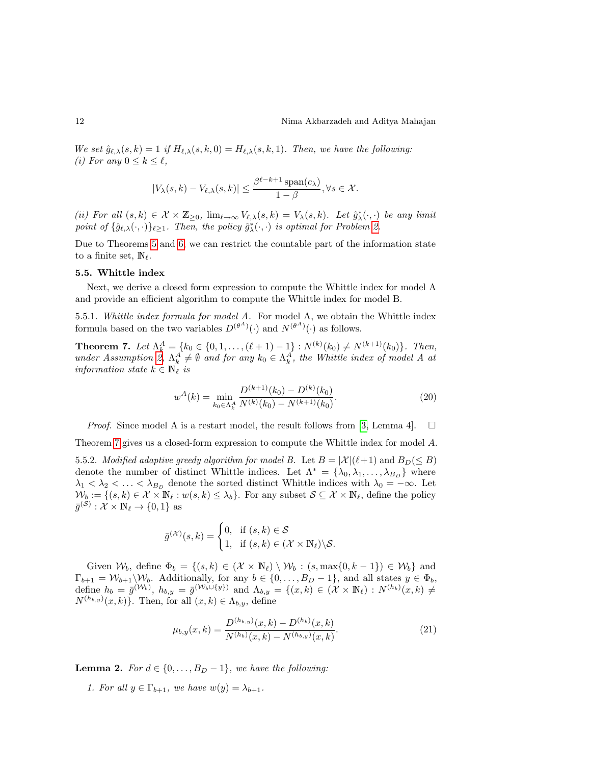*We set $\hat{g}_{\ell,\lambda}(s,k) = 1$ if $H_{\ell,\lambda}(s,k,0) = H_{\ell,\lambda}(s,k,1)$. Then, we have the following:*
*(i) For any $0 \le k \le \ell$,*

$$|V_\lambda(s,k) - V_{\ell,\lambda}(s,k)| \le \frac{\beta^{\ell-k+1}\,\mathrm{span}(c_\lambda)}{1-\beta}, \forall s \in \mathcal{X}.$$

*(ii) For all $(s,k) \in \mathcal{X} \times \mathbb{Z}_{\ge 0}$, $\lim_{\ell\to\infty} V_{\ell,\lambda}(s,k) = V_\lambda(s,k)$. Let $\hat{g}^*_\lambda(\cdot,\cdot)$ be any limit point of $\{\hat{g}_{\ell,\lambda}(\cdot,\cdot)\}_{\ell \ge 1}$. Then, the policy $\hat{g}^*_\lambda(\cdot,\cdot)$ is optimal for Problem 2.*

Due to Theorems 5 and 6, we can restrict the countable part of the information state to a finite set, $\mathbb{N}_\ell$.

### 5.5. Whittle index

Next, we derive a closed form expression to compute the Whittle index for model A and provide an efficient algorithm to compute the Whittle index for model B.

5.5.1. *Whittle index formula for model A.* For model A, we obtain the Whittle index formula based on the two variables $D^{(\theta^A)}(\cdot)$ and $N^{(\theta^A)}(\cdot)$ as follows.

**Theorem 7.** *Let $\Lambda^A_k = \{k_0 \in \{0,1,\dots,(\ell+1)-1\} : N^{(k)}(k_0) \neq N^{(k+1)}(k_0)\}$. Then, under Assumption 2, $\Lambda^A_k \neq \emptyset$ and for any $k_0 \in \Lambda^A_k$, the Whittle index of model A at information state $k \in \mathbb{N}_\ell$ is*

$$w^A(k) = \min_{k_0 \in \Lambda^A_k} \frac{D^{(k+1)}(k_0) - D^{(k)}(k_0)}{N^{(k)}(k_0) - N^{(k+1)}(k_0)}. \tag{20}$$

*Proof.* Since model A is a restart model, the result follows from [3, Lemma 4]. □

Theorem 7 gives us a closed-form expression to compute the Whittle index for model $A$.

5.5.2. *Modified adaptive greedy algorithm for model B.* Let $B = |\mathcal{X}|(\ell+1)$ and $B_D(\le B)$ denote the number of distinct Whittle indices. Let $\Lambda^* = \{\lambda_0, \lambda_1, \dots, \lambda_{B_D}\}$ where $\lambda_1 < \lambda_2 < \dots < \lambda_{B_D}$ denote the sorted distinct Whittle indices with $\lambda_0 = -\infty$. Let $\mathcal{W}_b := \{(s,k) \in \mathcal{X} \times \mathbb{N}_\ell : w(s,k) \le \lambda_b\}$. For any subset $\mathcal{S} \subseteq \mathcal{X} \times \mathbb{N}_\ell$, define the policy $\bar{g}^{(\mathcal{S})} : \mathcal{X} \times \mathbb{N}_\ell \to \{0,1\}$ as

$$\bar{g}^{(\mathcal{X})}(s,k) = \begin{cases} 0, & \text{if } (s,k) \in \mathcal{S} \\ 1, & \text{if } (s,k) \in (\mathcal{X} \times \mathbb{N}_\ell)\backslash \mathcal{S}. \end{cases}$$

Given $\mathcal{W}_b$, define $\Phi_b = \{(s,k) \in (\mathcal{X} \times \mathbb{N}_\ell) \setminus \mathcal{W}_b : (s, \max\{0, k-1\}) \in \mathcal{W}_b\}$ and $\Gamma_{b+1} = \mathcal{W}_{b+1} \backslash \mathcal{W}_b$. Additionally, for any $b \in \{0,\dots,B_D - 1\}$, and all states $y \in \Phi_b$, define $h_b = \bar{g}^{(\mathcal{W}_b)}$, $h_{b,y} = \bar{g}^{(\mathcal{W}_b \cup \{y\})}$ and $\Lambda_{b,y} = \{(x,k) \in (\mathcal{X} \times \mathbb{N}_\ell) : N^{(h_b)}(x,k) \neq N^{(h_{b,y})}(x,k)\}$. Then, for all $(x,k) \in \Lambda_{b,y}$, define

$$\mu_{b,y}(x,k) = \frac{D^{(h_{b,y})}(x,k) - D^{(h_b)}(x,k)}{N^{(h_b)}(x,k) - N^{(h_{b,y})}(x,k)}. \tag{21}$$

**Lemma 2.** *For $d \in \{0,\dots,B_D - 1\}$, we have the following:*

1. *For all $y \in \Gamma_{b+1}$, we have $w(y) = \lambda_{b+1}$.*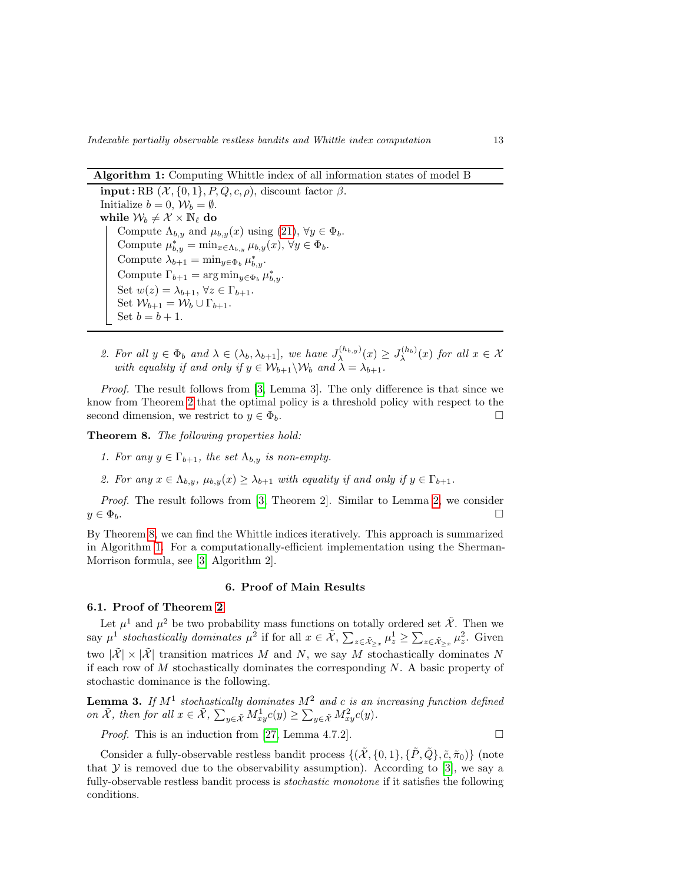**Algorithm 1:** Computing Whittle index of all information states of model B

```
input: RB (𝒳, {0,1}, P, Q, c, ρ), discount factor β.
Initialize b = 0, 𝒲_b = ∅.
while 𝒲_b ≠ 𝒳 × ℕ_ℓ do
    Compute Λ_{b,y} and μ_{b,y}(x) using (21), ∀y ∈ Φ_b.
    Compute μ*_{b,y} = min_{x∈Λ_{b,y}} μ_{b,y}(x), ∀y ∈ Φ_b.
    Compute λ_{b+1} = min_{y∈Φ_b} μ*_{b,y}.
    Compute Γ_{b+1} = arg min_{y∈Φ_b} μ*_{b,y}.
    Set w(z) = λ_{b+1}, ∀z ∈ Γ_{b+1}.
    Set 𝒲_{b+1} = 𝒲_b ∪ Γ_{b+1}.
    Set b = b + 1.
```

2. *For all $y \in \Phi_b$ and $\lambda \in (\lambda_b, \lambda_{b+1}]$, we have $J_\lambda^{(h_{b,y})}(x) \geq J_\lambda^{(h_b)}(x)$ for all $x \in \mathcal{X}$ with equality if and only if $y \in \mathcal{W}_{b+1} \backslash \mathcal{W}_b$ and $\lambda = \lambda_{b+1}$.*

*Proof.* The result follows from [3, Lemma 3]. The only difference is that since we know from Theorem 2 that the optimal policy is a threshold policy with respect to the second dimension, we restrict to $y \in \Phi_b$. □

**Theorem 8.** *The following properties hold:*

1. *For any $y \in \Gamma_{b+1}$, the set $\Lambda_{b,y}$ is non-empty.*
2. *For any $x \in \Lambda_{b,y}$, $\mu_{b,y}(x) \geq \lambda_{b+1}$ with equality if and only if $y \in \Gamma_{b+1}$.*

*Proof.* The result follows from [3, Theorem 2]. Similar to Lemma 2, we consider $y \in \Phi_b$. □

By Theorem 8, we can find the Whittle indices iteratively. This approach is summarized in Algorithm 1. For a computationally-efficient implementation using the Sherman-Morrison formula, see [3, Algorithm 2].

## 6. Proof of Main Results

### 6.1. Proof of Theorem 2

Let $\mu^1$ and $\mu^2$ be two probability mass functions on totally ordered set $\tilde{\mathcal{X}}$. Then we say $\mu^1$ *stochastically dominates* $\mu^2$ if for all $x \in \tilde{\mathcal{X}}$, $\sum_{z\in\tilde{\mathcal{X}}_{\geq x}} \mu^1_z \geq \sum_{z\in\tilde{\mathcal{X}}_{\geq x}} \mu^2_z$. Given two $|\tilde{\mathcal{X}}| \times |\tilde{\mathcal{X}}|$ transition matrices $M$ and $N$, we say $M$ stochastically dominates $N$ if each row of $M$ stochastically dominates the corresponding $N$. A basic property of stochastic dominance is the following.

**Lemma 3.** *If $M^1$ stochastically dominates $M^2$ and $c$ is an increasing function defined on $\tilde{\mathcal{X}}$, then for all $x \in \tilde{\mathcal{X}}$, $\sum_{y\in\tilde{\mathcal{X}}} M^1_{xy} c(y) \geq \sum_{y\in\tilde{\mathcal{X}}} M^2_{xy} c(y)$.*

*Proof.* This is an induction from [27, Lemma 4.7.2]. □

Consider a fully-observable restless bandit process $\{(\tilde{\mathcal{X}}, \{0,1\}, \{\tilde{P}, \tilde{Q}\}, \tilde{c}, \tilde{\pi}_0)\}$ (note that $\mathcal{Y}$ is removed due to the observability assumption). According to [3], we say a fully-observable restless bandit process is *stochastic monotone* if it satisfies the following conditions.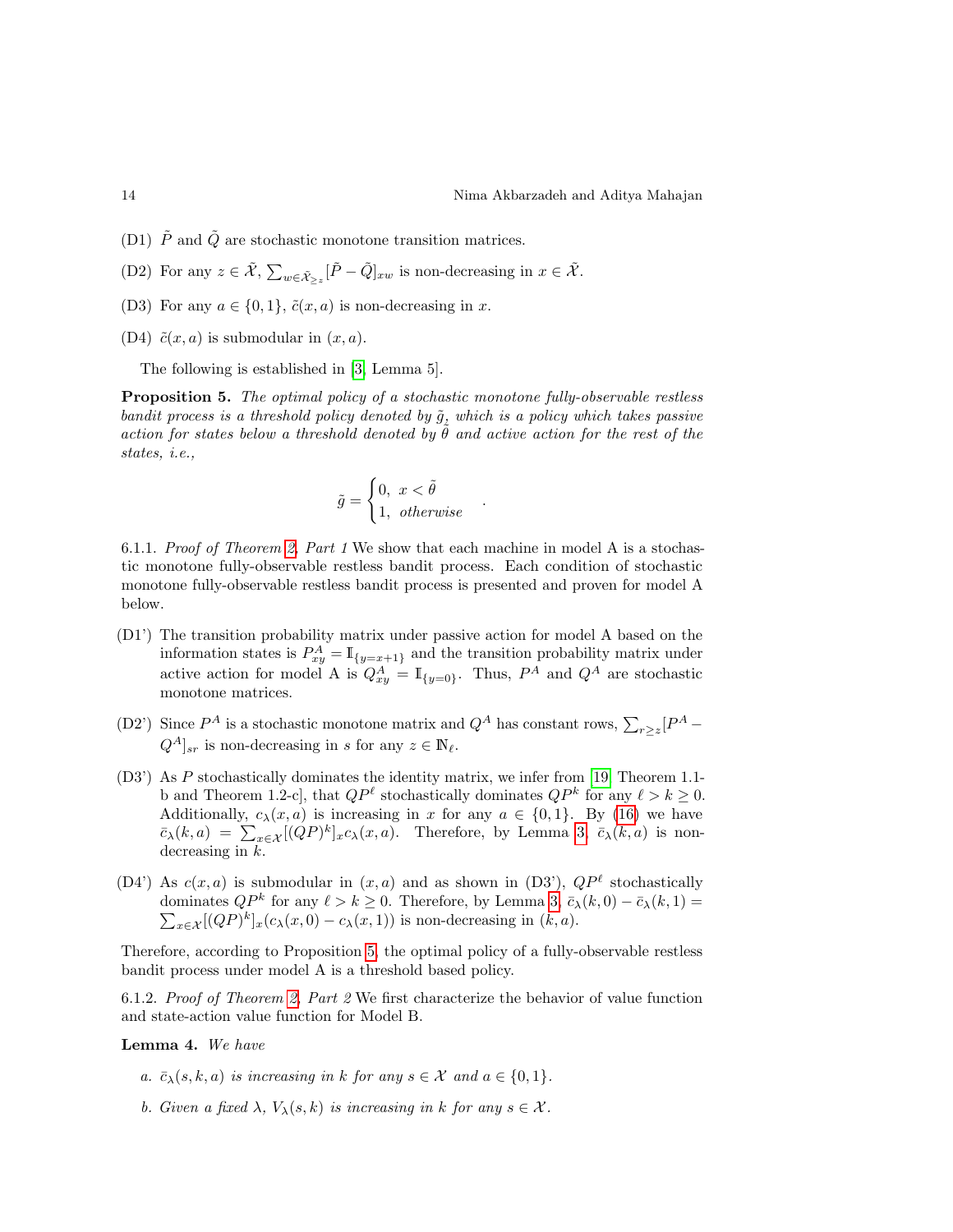(D1) $\tilde{P}$ and $\tilde{Q}$ are stochastic monotone transition matrices.

(D2) For any $z \in \tilde{\mathcal{X}}$, $\sum_{w \in \tilde{\mathcal{X}}_{\geq z}} [\tilde{P} - \tilde{Q}]_{xw}$ is non-decreasing in $x \in \tilde{\mathcal{X}}$.

(D3) For any $a \in \{0, 1\}$, $\tilde{c}(x, a)$ is non-decreasing in $x$.

(D4) $\tilde{c}(x, a)$ is submodular in $(x, a)$.

The following is established in [3, Lemma 5].

**Proposition 5.** *The optimal policy of a stochastic monotone fully-observable restless bandit process is a threshold policy denoted by $\tilde{g}$, which is a policy which takes passive action for states below a threshold denoted by $\tilde{\theta}$ and active action for the rest of the states, i.e.,*

$$\tilde{g} = \begin{cases} 0, & x < \tilde{\theta} \\ 1, & \textit{otherwise} \end{cases} .$$

6.1.1. *Proof of Theorem 2, Part 1* We show that each machine in model A is a stochastic monotone fully-observable restless bandit process. Each condition of stochastic monotone fully-observable restless bandit process is presented and proven for model A below.

(D1') The transition probability matrix under passive action for model A based on the information states is $P^A_{xy} = \mathbb{I}_{\{y=x+1\}}$ and the transition probability matrix under active action for model A is $Q^A_{xy} = \mathbb{I}_{\{y=0\}}$. Thus, $P^A$ and $Q^A$ are stochastic monotone matrices.

(D2') Since $P^A$ is a stochastic monotone matrix and $Q^A$ has constant rows, $\sum_{r \geq z} [P^A - Q^A]_{sr}$ is non-decreasing in $s$ for any $z \in \mathbb{N}_\ell$.

(D3') As $P$ stochastically dominates the identity matrix, we infer from [19, Theorem 1.1-b and Theorem 1.2-c], that $QP^\ell$ stochastically dominates $QP^k$ for any $\ell > k \geq 0$. Additionally, $c_\lambda(x, a)$ is increasing in $x$ for any $a \in \{0, 1\}$. By (16) we have $\bar{c}_\lambda(k, a) = \sum_{x \in \mathcal{X}} [(QP)^k]_x c_\lambda(x, a)$. Therefore, by Lemma 3, $\bar{c}_\lambda(k, a)$ is non-decreasing in $k$.

(D4') As $c(x, a)$ is submodular in $(x, a)$ and as shown in (D3'), $QP^\ell$ stochastically dominates $QP^k$ for any $\ell > k \geq 0$. Therefore, by Lemma 3, $\bar{c}_\lambda(k, 0) - \bar{c}_\lambda(k, 1) = \sum_{x \in \mathcal{X}} [(QP)^k]_x (c_\lambda(x, 0) - c_\lambda(x, 1))$ is non-decreasing in $(k, a)$.

Therefore, according to Proposition 5, the optimal policy of a fully-observable restless bandit process under model A is a threshold based policy.

6.1.2. *Proof of Theorem 2, Part 2* We first characterize the behavior of value function and state-action value function for Model B.

**Lemma 4.** *We have*

*a. $\bar{c}_\lambda(s, k, a)$ is increasing in $k$ for any $s \in \mathcal{X}$ and $a \in \{0, 1\}$.*

*b. Given a fixed $\lambda$, $V_\lambda(s, k)$ is increasing in $k$ for any $s \in \mathcal{X}$.*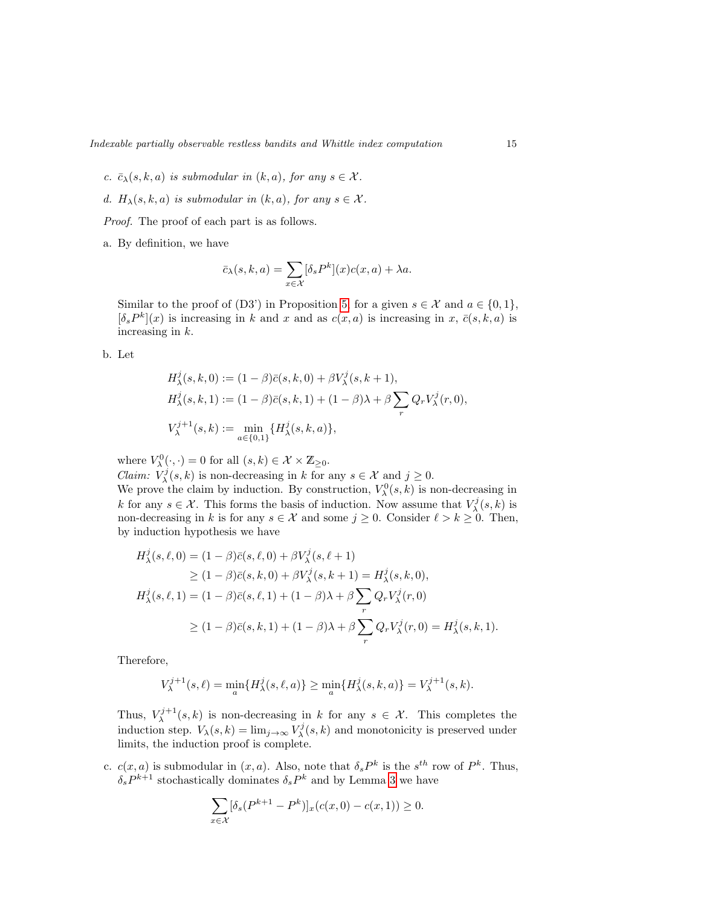c. *$\bar{c}_\lambda(s, k, a)$ is submodular in $(k, a)$, for any $s \in \mathcal{X}$.*

d. *$H_\lambda(s, k, a)$ is submodular in $(k, a)$, for any $s \in \mathcal{X}$.*

*Proof.* The proof of each part is as follows.

a. By definition, we have

$$\bar{c}_\lambda(s, k, a) = \sum_{x \in \mathcal{X}} [\delta_s P^k](x) c(x, a) + \lambda a.$$

Similar to the proof of (D3') in Proposition 5, for a given $s \in \mathcal{X}$ and $a \in \{0, 1\}$, $[\delta_s P^k](x)$ is increasing in $k$ and $x$ and as $c(x, a)$ is increasing in $x$, $\bar{c}(s, k, a)$ is increasing in $k$.

b. Let

$$H_\lambda^j(s, k, 0) := (1 - \beta)\bar{c}(s, k, 0) + \beta V_\lambda^j(s, k + 1),$$
$$H_\lambda^j(s, k, 1) := (1 - \beta)\bar{c}(s, k, 1) + (1 - \beta)\lambda + \beta \sum_r Q_r V_\lambda^j(r, 0),$$
$$V_\lambda^{j+1}(s, k) := \min_{a \in \{0,1\}} \{H_\lambda^j(s, k, a)\},$$

where $V_\lambda^0(\cdot, \cdot) = 0$ for all $(s, k) \in \mathcal{X} \times \mathbb{Z}_{\geq 0}$.
*Claim:* $V_\lambda^j(s, k)$ is non-decreasing in $k$ for any $s \in \mathcal{X}$ and $j \geq 0$.
We prove the claim by induction. By construction, $V_\lambda^0(s, k)$ is non-decreasing in $k$ for any $s \in \mathcal{X}$. This forms the basis of induction. Now assume that $V_\lambda^j(s, k)$ is non-decreasing in $k$ is for any $s \in \mathcal{X}$ and some $j \geq 0$. Consider $\ell > k \geq 0$. Then, by induction hypothesis we have

$$\begin{aligned}
H_\lambda^j(s, \ell, 0) &= (1 - \beta)\bar{c}(s, \ell, 0) + \beta V_\lambda^j(s, \ell + 1) \\
&\geq (1 - \beta)\bar{c}(s, k, 0) + \beta V_\lambda^j(s, k + 1) = H_\lambda^j(s, k, 0), \\
H_\lambda^j(s, \ell, 1) &= (1 - \beta)\bar{c}(s, \ell, 1) + (1 - \beta)\lambda + \beta \sum_r Q_r V_\lambda^j(r, 0) \\
&\geq (1 - \beta)\bar{c}(s, k, 1) + (1 - \beta)\lambda + \beta \sum_r Q_r V_\lambda^j(r, 0) = H_\lambda^j(s, k, 1).
\end{aligned}$$

Therefore,

$$V_\lambda^{j+1}(s, \ell) = \min_a \{H_\lambda^j(s, \ell, a)\} \geq \min_a \{H_\lambda^j(s, k, a)\} = V_\lambda^{j+1}(s, k).$$

Thus, $V_\lambda^{j+1}(s, k)$ is non-decreasing in $k$ for any $s \in \mathcal{X}$. This completes the induction step. $V_\lambda(s, k) = \lim_{j \to \infty} V_\lambda^j(s, k)$ and monotonicity is preserved under limits, the induction proof is complete.

c. $c(x, a)$ is submodular in $(x, a)$. Also, note that $\delta_s P^k$ is the $s^{th}$ row of $P^k$. Thus, $\delta_s P^{k+1}$ stochastically dominates $\delta_s P^k$ and by Lemma 3 we have

$$\sum_{x \in \mathcal{X}} [\delta_s (P^{k+1} - P^k)]_x (c(x, 0) - c(x, 1)) \geq 0.$$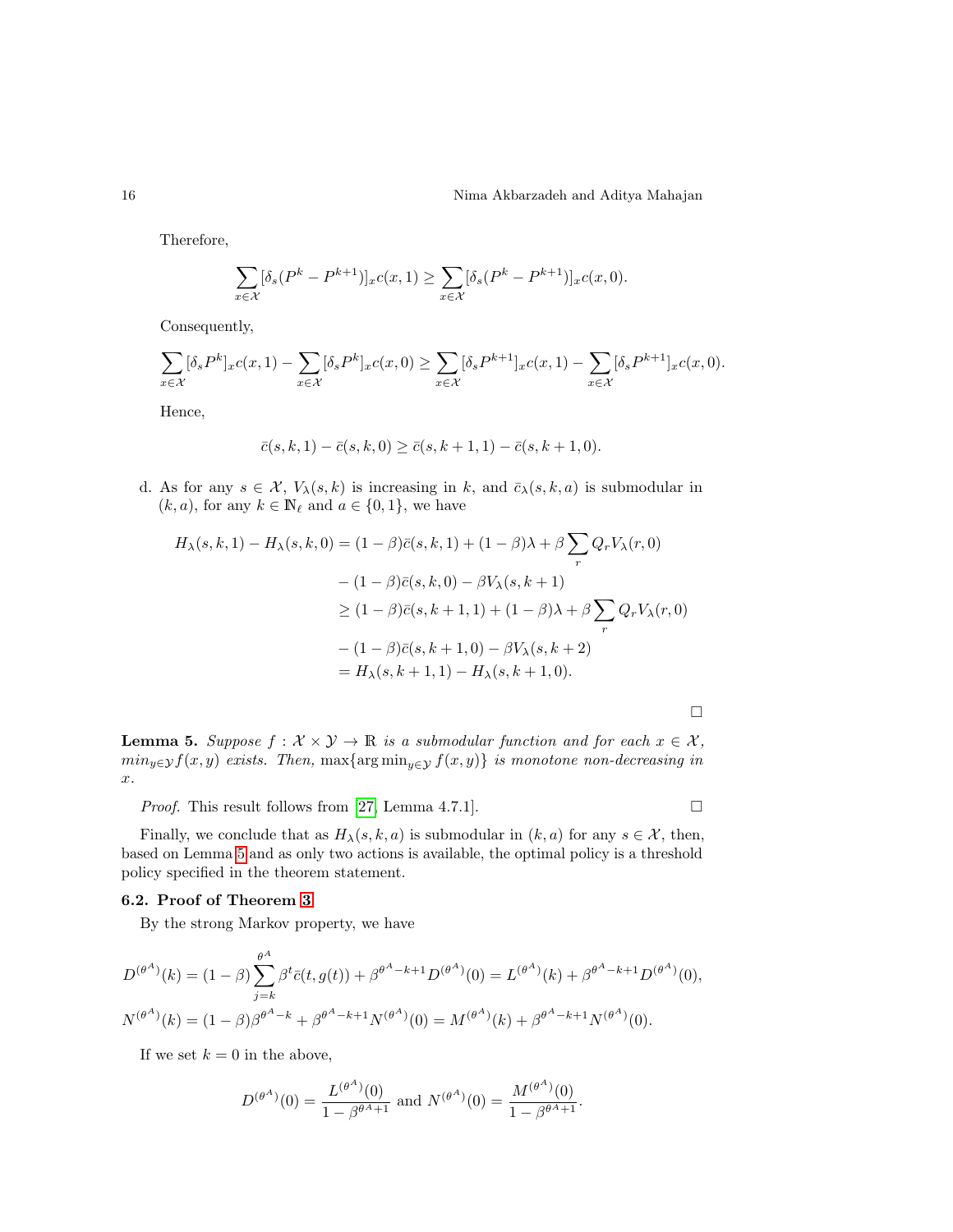Therefore,

$$\sum_{x\in\mathcal{X}}[\delta_s(P^k - P^{k+1})]_x c(x,1) \geq \sum_{x\in\mathcal{X}}[\delta_s(P^k - P^{k+1})]_x c(x,0).$$

Consequently,

$$\sum_{x\in\mathcal{X}}[\delta_s P^k]_x c(x,1) - \sum_{x\in\mathcal{X}}[\delta_s P^k]_x c(x,0) \geq \sum_{x\in\mathcal{X}}[\delta_s P^{k+1}]_x c(x,1) - \sum_{x\in\mathcal{X}}[\delta_s P^{k+1}]_x c(x,0).$$

Hence,

$$\bar{c}(s,k,1) - \bar{c}(s,k,0) \geq \bar{c}(s,k+1,1) - \bar{c}(s,k+1,0).$$

d. As for any $s \in \mathcal{X}$, $V_\lambda(s,k)$ is increasing in $k$, and $\bar{c}_\lambda(s,k,a)$ is submodular in $(k,a)$, for any $k \in \mathbb{N}_\ell$ and $a \in \{0,1\}$, we have

$$\begin{aligned}
H_\lambda(s,k,1) - H_\lambda(s,k,0) &= (1-\beta)\bar{c}(s,k,1) + (1-\beta)\lambda + \beta\sum_r Q_r V_\lambda(r,0) \\
&\quad - (1-\beta)\bar{c}(s,k,0) - \beta V_\lambda(s,k+1) \\
&\geq (1-\beta)\bar{c}(s,k+1,1) + (1-\beta)\lambda + \beta\sum_r Q_r V_\lambda(r,0) \\
&\quad - (1-\beta)\bar{c}(s,k+1,0) - \beta V_\lambda(s,k+2) \\
&= H_\lambda(s,k+1,1) - H_\lambda(s,k+1,0).
\end{aligned}$$

□

**Lemma 5.** *Suppose $f : \mathcal{X} \times \mathcal{Y} \to \mathbb{R}$ is a submodular function and for each $x \in \mathcal{X}$, $\min_{y\in\mathcal{Y}} f(x,y)$ exists. Then, $\max\{\arg\min_{y\in\mathcal{Y}} f(x,y)\}$ is monotone non-decreasing in $x$.*

*Proof.* This result follows from [27, Lemma 4.7.1]. □

Finally, we conclude that as $H_\lambda(s,k,a)$ is submodular in $(k,a)$ for any $s \in \mathcal{X}$, then, based on Lemma 5 and as only two actions is available, the optimal policy is a threshold policy specified in the theorem statement.

### 6.2. Proof of Theorem 3

By the strong Markov property, we have

$$D^{(\theta^A)}(k) = (1-\beta)\sum_{j=k}^{\theta^A}\beta^t \bar{c}(t,g(t)) + \beta^{\theta^A-k+1}D^{(\theta^A)}(0) = L^{(\theta^A)}(k) + \beta^{\theta^A-k+1}D^{(\theta^A)}(0),$$

$$N^{(\theta^A)}(k) = (1-\beta)\beta^{\theta^A-k} + \beta^{\theta^A-k+1}N^{(\theta^A)}(0) = M^{(\theta^A)}(k) + \beta^{\theta^A-k+1}N^{(\theta^A)}(0).$$

If we set $k=0$ in the above,

$$D^{(\theta^A)}(0) = \frac{L^{(\theta^A)}(0)}{1-\beta^{\theta^A+1}} \text{ and } N^{(\theta^A)}(0) = \frac{M^{(\theta^A)}(0)}{1-\beta^{\theta^A+1}}.$$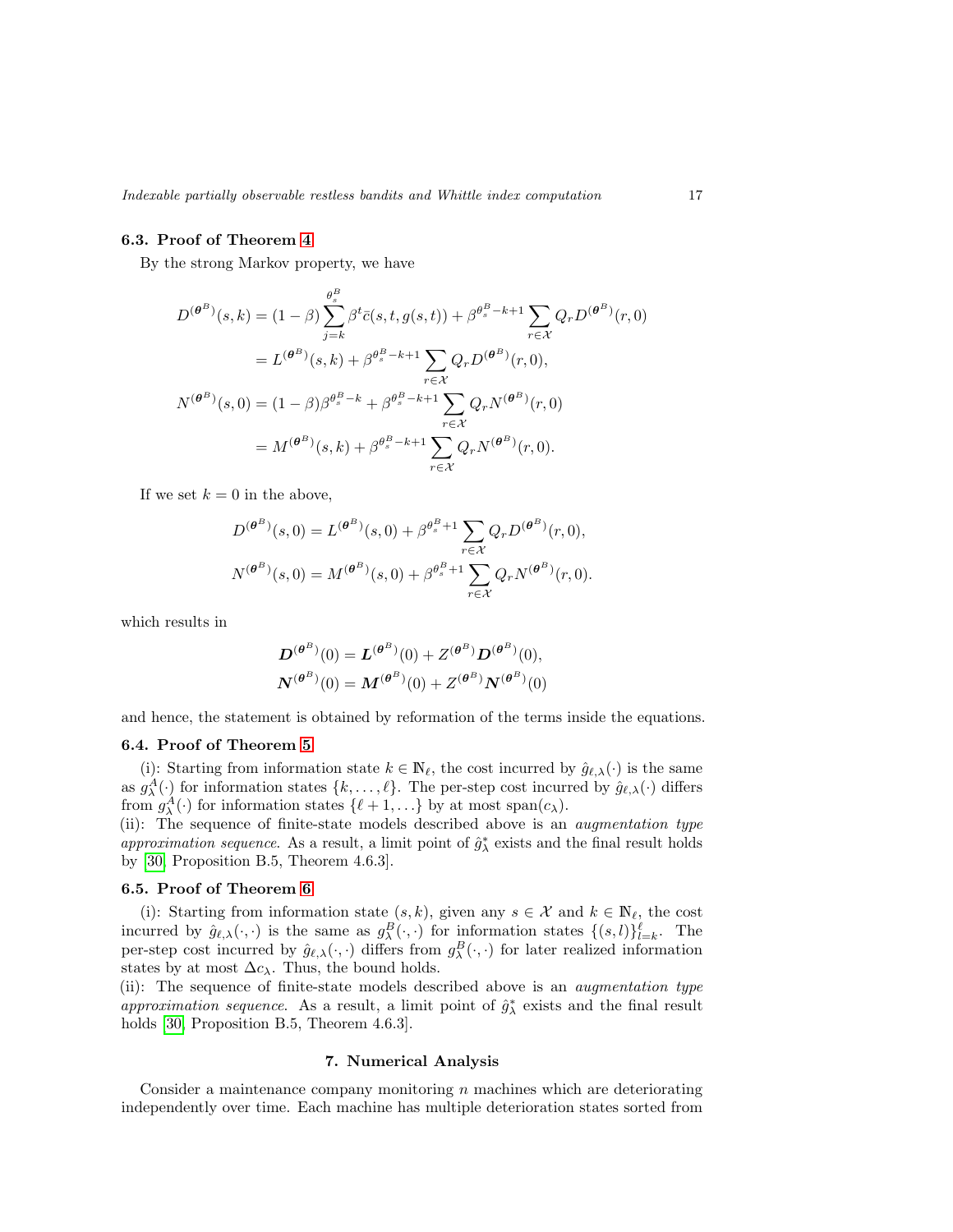### 6.3. Proof of Theorem 4

By the strong Markov property, we have

$$
\begin{aligned}
D^{(\boldsymbol{\theta}^B)}(s,k) &= (1-\beta)\sum_{j=k}^{\theta_s^B} \beta^t \bar{c}(s,t,g(s,t)) + \beta^{\theta_s^B - k + 1} \sum_{r\in\mathcal{X}} Q_r D^{(\boldsymbol{\theta}^B)}(r,0) \\
&= L^{(\boldsymbol{\theta}^B)}(s,k) + \beta^{\theta_s^B - k + 1} \sum_{r\in\mathcal{X}} Q_r D^{(\boldsymbol{\theta}^B)}(r,0), \\
N^{(\boldsymbol{\theta}^B)}(s,0) &= (1-\beta)\beta^{\theta_s^B - k} + \beta^{\theta_s^B - k + 1} \sum_{r\in\mathcal{X}} Q_r N^{(\boldsymbol{\theta}^B)}(r,0) \\
&= M^{(\boldsymbol{\theta}^B)}(s,k) + \beta^{\theta_s^B - k + 1} \sum_{r\in\mathcal{X}} Q_r N^{(\boldsymbol{\theta}^B)}(r,0).
\end{aligned}
$$

If we set $k = 0$ in the above,

$$
\begin{aligned}
D^{(\boldsymbol{\theta}^B)}(s,0) &= L^{(\boldsymbol{\theta}^B)}(s,0) + \beta^{\theta_s^B + 1} \sum_{r\in\mathcal{X}} Q_r D^{(\boldsymbol{\theta}^B)}(r,0), \\
N^{(\boldsymbol{\theta}^B)}(s,0) &= M^{(\boldsymbol{\theta}^B)}(s,0) + \beta^{\theta_s^B + 1} \sum_{r\in\mathcal{X}} Q_r N^{(\boldsymbol{\theta}^B)}(r,0).
\end{aligned}
$$

which results in

$$
\begin{aligned}
\boldsymbol{D}^{(\boldsymbol{\theta}^B)}(0) &= \boldsymbol{L}^{(\boldsymbol{\theta}^B)}(0) + Z^{(\boldsymbol{\theta}^B)} \boldsymbol{D}^{(\boldsymbol{\theta}^B)}(0), \\
\boldsymbol{N}^{(\boldsymbol{\theta}^B)}(0) &= \boldsymbol{M}^{(\boldsymbol{\theta}^B)}(0) + Z^{(\boldsymbol{\theta}^B)} \boldsymbol{N}^{(\boldsymbol{\theta}^B)}(0)
\end{aligned}
$$

and hence, the statement is obtained by reformation of the terms inside the equations.

### 6.4. Proof of Theorem 5

(i): Starting from information state $k \in \mathbb{N}_\ell$, the cost incurred by $\hat{g}_{\ell,\lambda}(\cdot)$ is the same as $g_\lambda^A(\cdot)$ for information states $\{k,\ldots,\ell\}$. The per-step cost incurred by $\hat{g}_{\ell,\lambda}(\cdot)$ differs from $g_\lambda^A(\cdot)$ for information states $\{\ell+1,\ldots\}$ by at most $\operatorname{span}(c_\lambda)$.
(ii): The sequence of finite-state models described above is an *augmentation type approximation sequence*. As a result, a limit point of $\hat{g}_\lambda^*$ exists and the final result holds by [30, Proposition B.5, Theorem 4.6.3].

### 6.5. Proof of Theorem 6

(i): Starting from information state $(s,k)$, given any $s \in \mathcal{X}$ and $k \in \mathbb{N}_\ell$, the cost incurred by $\hat{g}_{\ell,\lambda}(\cdot,\cdot)$ is the same as $g_\lambda^B(\cdot,\cdot)$ for information states $\{(s,l)\}_{l=k}^{\ell}$. The per-step cost incurred by $\hat{g}_{\ell,\lambda}(\cdot,\cdot)$ differs from $g_\lambda^B(\cdot,\cdot)$ for later realized information states by at most $\Delta c_\lambda$. Thus, the bound holds.
(ii): The sequence of finite-state models described above is an *augmentation type approximation sequence*. As a result, a limit point of $\hat{g}_\lambda^*$ exists and the final result holds [30, Proposition B.5, Theorem 4.6.3].

## 7. Numerical Analysis

Consider a maintenance company monitoring $n$ machines which are deteriorating independently over time. Each machine has multiple deterioration states sorted from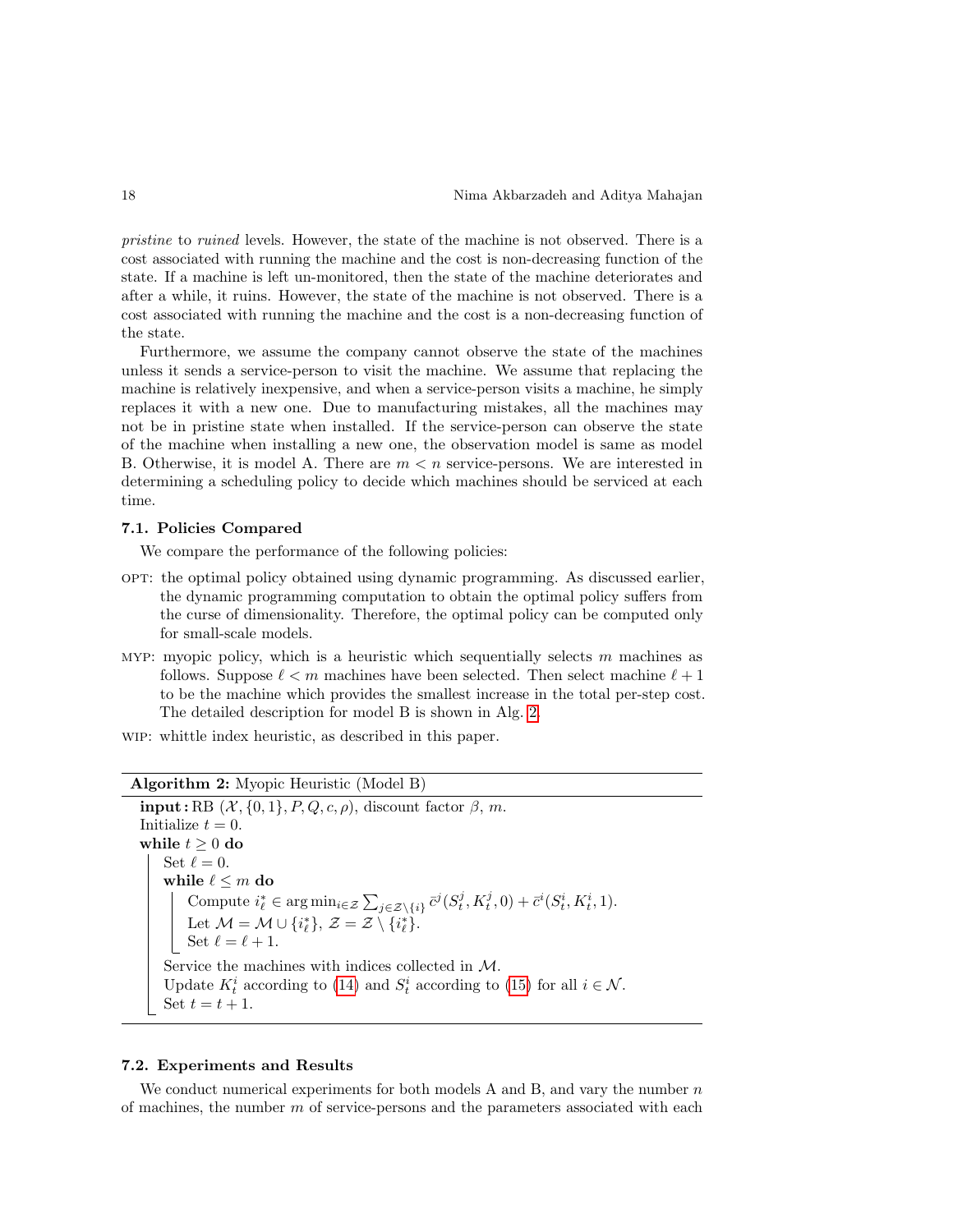*pristine* to *ruined* levels. However, the state of the machine is not observed. There is a cost associated with running the machine and the cost is non-decreasing function of the state. If a machine is left un-monitored, then the state of the machine deteriorates and after a while, it ruins. However, the state of the machine is not observed. There is a cost associated with running the machine and the cost is a non-decreasing function of the state.

Furthermore, we assume the company cannot observe the state of the machines unless it sends a service-person to visit the machine. We assume that replacing the machine is relatively inexpensive, and when a service-person visits a machine, he simply replaces it with a new one. Due to manufacturing mistakes, all the machines may not be in pristine state when installed. If the service-person can observe the state of the machine when installing a new one, the observation model is same as model B. Otherwise, it is model A. There are $m < n$ service-persons. We are interested in determining a scheduling policy to decide which machines should be serviced at each time.

### 7.1. Policies Compared

We compare the performance of the following policies:

- OPT: the optimal policy obtained using dynamic programming. As discussed earlier, the dynamic programming computation to obtain the optimal policy suffers from the curse of dimensionality. Therefore, the optimal policy can be computed only for small-scale models.
- MYP: myopic policy, which is a heuristic which sequentially selects $m$ machines as follows. Suppose $\ell < m$ machines have been selected. Then select machine $\ell + 1$ to be the machine which provides the smallest increase in the total per-step cost. The detailed description for model B is shown in Alg. 2.
- WIP: whittle index heuristic, as described in this paper.

**Algorithm 2:** Myopic Heuristic (Model B)

**input :** RB $(\mathcal{X}, \{0, 1\}, P, Q, c, \rho)$, discount factor $\beta$, $m$.  
Initialize $t = 0$.  
**while** $t \geq 0$ **do**  
  Set $\ell = 0$.  
  **while** $\ell \leq m$ **do**  
    Compute $i^*_\ell \in \arg\min_{i \in \mathcal{Z}} \sum_{j \in \mathcal{Z} \setminus \{i\}} \bar{c}^j(S^j_t, K^j_t, 0) + \bar{c}^i(S^i_t, K^i_t, 1)$.  
    Let $\mathcal{M} = \mathcal{M} \cup \{i^*_\ell\}$, $\mathcal{Z} = \mathcal{Z} \setminus \{i^*_\ell\}$.  
    Set $\ell = \ell + 1$.  
  Service the machines with indices collected in $\mathcal{M}$.  
  Update $K^i_t$ according to (14) and $S^i_t$ according to (15) for all $i \in \mathcal{N}$.  
  Set $t = t + 1$.

### 7.2. Experiments and Results

We conduct numerical experiments for both models A and B, and vary the number $n$ of machines, the number $m$ of service-persons and the parameters associated with each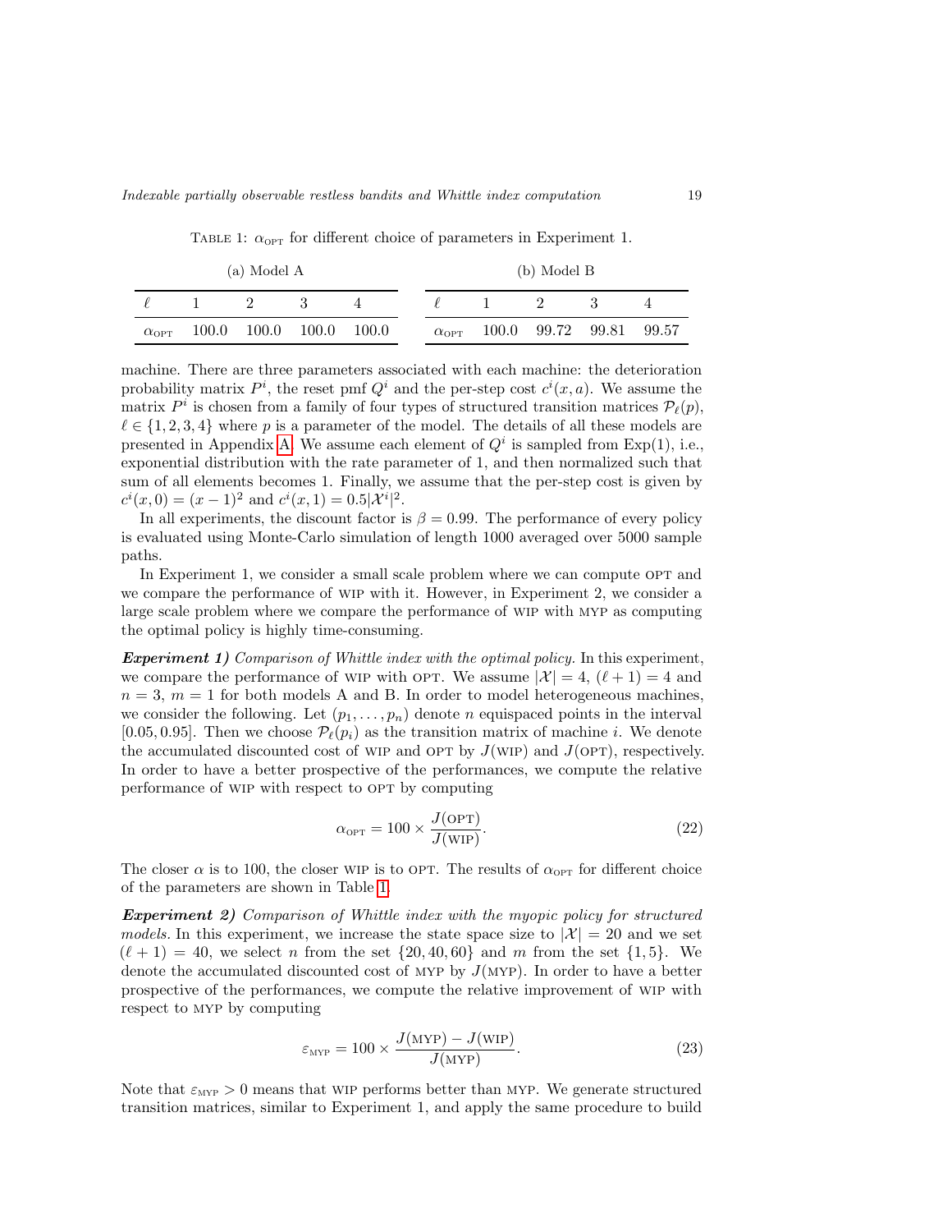TABLE 1: $\alpha_{\text{OPT}}$ for different choice of parameters in Experiment 1.

(a) Model A

| $\ell$ | 1 | 2 | 3 | 4 |
| --- | --- | --- | --- | --- |
| $\alpha_{\text{OPT}}$ | 100.0 | 100.0 | 100.0 | 100.0 |

(b) Model B

| $\ell$ | 1 | 2 | 3 | 4 |
| --- | --- | --- | --- | --- |
| $\alpha_{\text{OPT}}$ | 100.0 | 99.72 | 99.81 | 99.57 |

machine. There are three parameters associated with each machine: the deterioration probability matrix $P^i$, the reset pmf $Q^i$ and the per-step cost $c^i(x, a)$. We assume the matrix $P^i$ is chosen from a family of four types of structured transition matrices $\mathcal{P}_\ell(p)$, $\ell \in \{1, 2, 3, 4\}$ where $p$ is a parameter of the model. The details of all these models are presented in Appendix A. We assume each element of $Q^i$ is sampled from Exp(1), i.e., exponential distribution with the rate parameter of 1, and then normalized such that sum of all elements becomes 1. Finally, we assume that the per-step cost is given by $c^i(x, 0) = (x - 1)^2$ and $c^i(x, 1) = 0.5|\mathcal{X}^i|^2$.

In all experiments, the discount factor is $\beta = 0.99$. The performance of every policy is evaluated using Monte-Carlo simulation of length 1000 averaged over 5000 sample paths.

In Experiment 1, we consider a small scale problem where we can compute OPT and we compare the performance of WIP with it. However, in Experiment 2, we consider a large scale problem where we compare the performance of WIP with MYP as computing the optimal policy is highly time-consuming.

***Experiment 1)*** *Comparison of Whittle index with the optimal policy.* In this experiment, we compare the performance of WIP with OPT. We assume $|\mathcal{X}| = 4$, $(\ell + 1) = 4$ and $n = 3$, $m = 1$ for both models A and B. In order to model heterogeneous machines, we consider the following. Let $(p_1, \dots, p_n)$ denote $n$ equispaced points in the interval $[0.05, 0.95]$. Then we choose $\mathcal{P}_\ell(p_i)$ as the transition matrix of machine $i$. We denote the accumulated discounted cost of WIP and OPT by $J(\text{WIP})$ and $J(\text{OPT})$, respectively. In order to have a better prospective of the performances, we compute the relative performance of WIP with respect to OPT by computing

$$\alpha_{\text{OPT}} = 100 \times \frac{J(\text{OPT})}{J(\text{WIP})}. \tag{22}$$

The closer $\alpha$ is to 100, the closer WIP is to OPT. The results of $\alpha_{\text{OPT}}$ for different choice of the parameters are shown in Table 1.

***Experiment 2)*** *Comparison of Whittle index with the myopic policy for structured models.* In this experiment, we increase the state space size to $|\mathcal{X}| = 20$ and we set $(\ell + 1) = 40$, we select $n$ from the set $\{20, 40, 60\}$ and $m$ from the set $\{1, 5\}$. We denote the accumulated discounted cost of MYP by $J(\text{MYP})$. In order to have a better prospective of the performances, we compute the relative improvement of WIP with respect to MYP by computing

$$\varepsilon_{\text{MYP}} = 100 \times \frac{J(\text{MYP}) - J(\text{WIP})}{J(\text{MYP})}. \tag{23}$$

Note that $\varepsilon_{\text{MYP}} > 0$ means that WIP performs better than MYP. We generate structured transition matrices, similar to Experiment 1, and apply the same procedure to build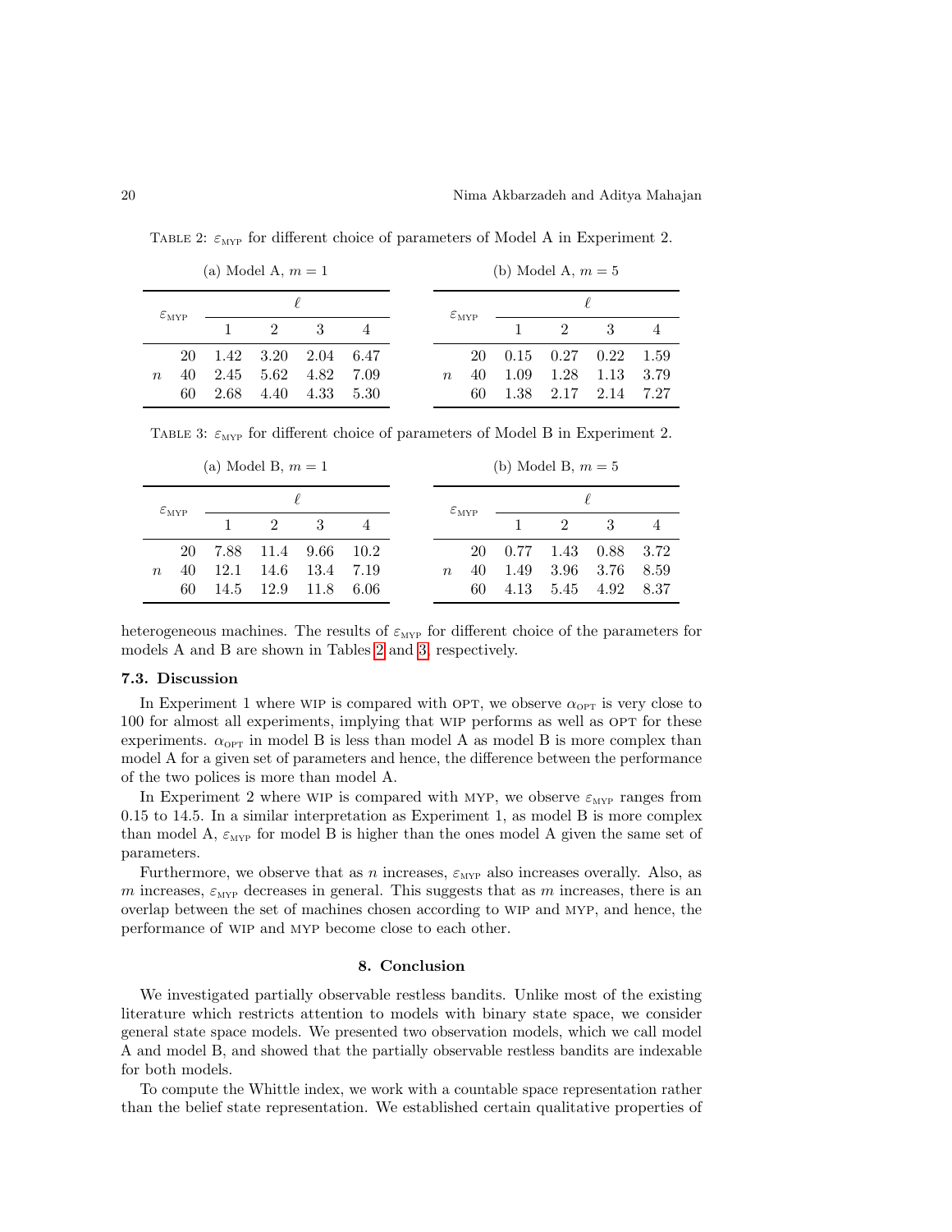TABLE 2: $\varepsilon_{\text{MYP}}$ for different choice of parameters of Model A in Experiment 2.

(a) Model A, $m = 1$

| $\varepsilon_{\text{MYP}}$ | | $\ell$ | | | |
|---|---|---|---|---|---|
| | | 1 | 2 | 3 | 4 |
| $n$ | 20 | 1.42 | 3.20 | 2.04 | 6.47 |
| | 40 | 2.45 | 5.62 | 4.82 | 7.09 |
| | 60 | 2.68 | 4.40 | 4.33 | 5.30 |

(b) Model A, $m = 5$

| $\varepsilon_{\text{MYP}}$ | | $\ell$ | | | |
|---|---|---|---|---|---|
| | | 1 | 2 | 3 | 4 |
| $n$ | 20 | 0.15 | 0.27 | 0.22 | 1.59 |
| | 40 | 1.09 | 1.28 | 1.13 | 3.79 |
| | 60 | 1.38 | 2.17 | 2.14 | 7.27 |

TABLE 3: $\varepsilon_{\text{MYP}}$ for different choice of parameters of Model B in Experiment 2.

(a) Model B, $m = 1$

| $\varepsilon_{\text{MYP}}$ | | $\ell$ | | | |
|---|---|---|---|---|---|
| | | 1 | 2 | 3 | 4 |
| $n$ | 20 | 7.88 | 11.4 | 9.66 | 10.2 |
| | 40 | 12.1 | 14.6 | 13.4 | 7.19 |
| | 60 | 14.5 | 12.9 | 11.8 | 6.06 |

(b) Model B, $m = 5$

| $\varepsilon_{\text{MYP}}$ | | $\ell$ | | | |
|---|---|---|---|---|---|
| | | 1 | 2 | 3 | 4 |
| $n$ | 20 | 0.77 | 1.43 | 0.88 | 3.72 |
| | 40 | 1.49 | 3.96 | 3.76 | 8.59 |
| | 60 | 4.13 | 5.45 | 4.92 | 8.37 |

heterogeneous machines. The results of $\varepsilon_{\text{MYP}}$ for different choice of the parameters for models A and B are shown in Tables 2 and 3, respectively.

### 7.3. Discussion

In Experiment 1 where WIP is compared with OPT, we observe $\alpha_{\text{OPT}}$ is very close to 100 for almost all experiments, implying that WIP performs as well as OPT for these experiments. $\alpha_{\text{OPT}}$ in model B is less than model A as model B is more complex than model A for a given set of parameters and hence, the difference between the performance of the two polices is more than model A.

In Experiment 2 where WIP is compared with MYP, we observe $\varepsilon_{\text{MYP}}$ ranges from 0.15 to 14.5. In a similar interpretation as Experiment 1, as model B is more complex than model A, $\varepsilon_{\text{MYP}}$ for model B is higher than the ones model A given the same set of parameters.

Furthermore, we observe that as $n$ increases, $\varepsilon_{\text{MYP}}$ also increases overally. Also, as $m$ increases, $\varepsilon_{\text{MYP}}$ decreases in general. This suggests that as $m$ increases, there is an overlap between the set of machines chosen according to WIP and MYP, and hence, the performance of WIP and MYP become close to each other.

## 8. Conclusion

We investigated partially observable restless bandits. Unlike most of the existing literature which restricts attention to models with binary state space, we consider general state space models. We presented two observation models, which we call model A and model B, and showed that the partially observable restless bandits are indexable for both models.

To compute the Whittle index, we work with a countable space representation rather than the belief state representation. We established certain qualitative properties of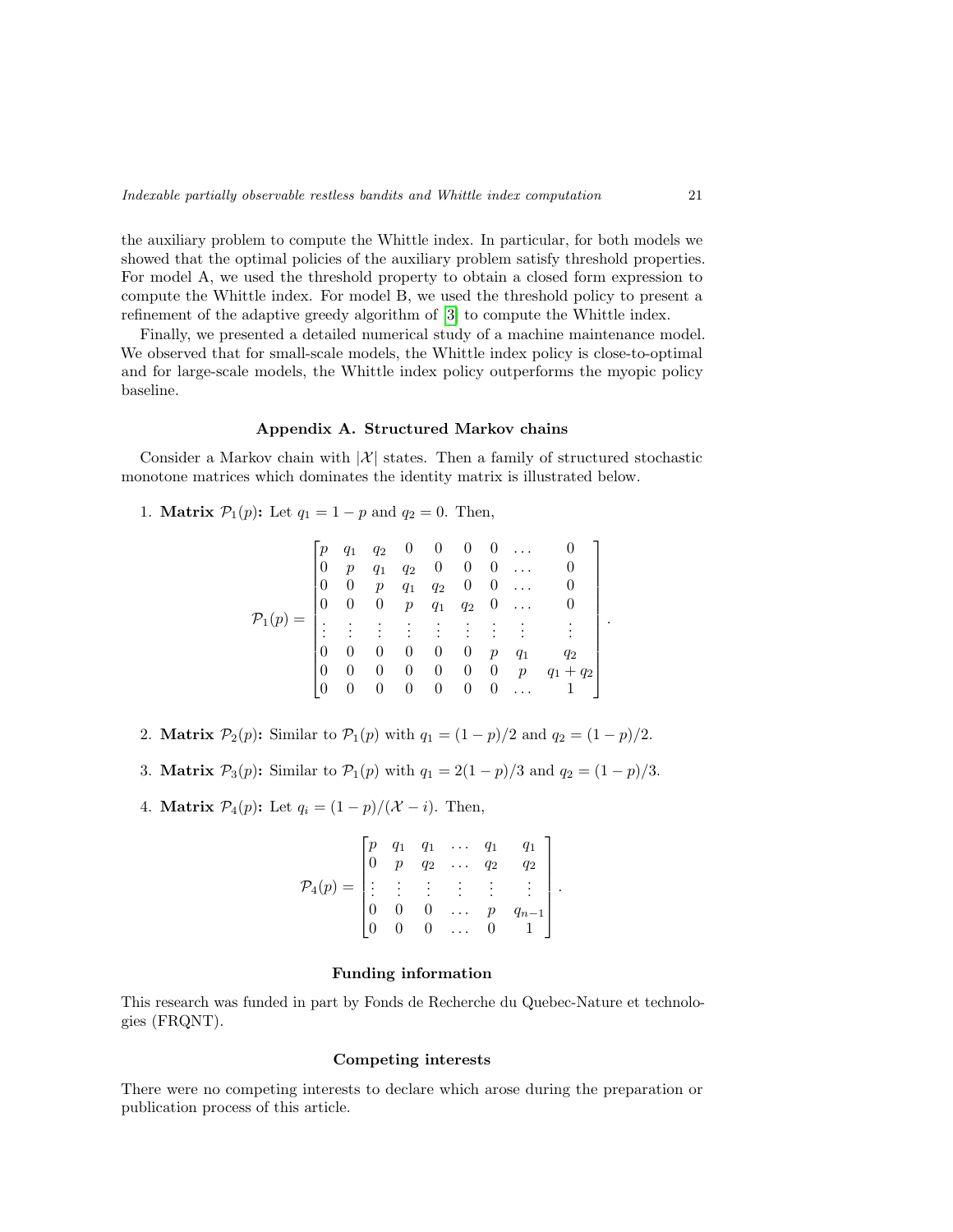the auxiliary problem to compute the Whittle index. In particular, for both models we showed that the optimal policies of the auxiliary problem satisfy threshold properties. For model A, we used the threshold property to obtain a closed form expression to compute the Whittle index. For model B, we used the threshold policy to present a refinement of the adaptive greedy algorithm of [3] to compute the Whittle index.

Finally, we presented a detailed numerical study of a machine maintenance model. We observed that for small-scale models, the Whittle index policy is close-to-optimal and for large-scale models, the Whittle index policy outperforms the myopic policy baseline.

## Appendix A. Structured Markov chains

Consider a Markov chain with $|\mathcal{X}|$ states. Then a family of structured stochastic monotone matrices which dominates the identity matrix is illustrated below.

1. **Matrix $\mathcal{P}_1(p)$:** Let $q_1 = 1 - p$ and $q_2 = 0$. Then,

$$
\mathcal{P}_1(p) = \begin{bmatrix}
p & q_1 & q_2 & 0 & 0 & 0 & 0 & \dots & 0 \\
0 & p & q_1 & q_2 & 0 & 0 & 0 & \dots & 0 \\
0 & 0 & p & q_1 & q_2 & 0 & 0 & \dots & 0 \\
0 & 0 & 0 & p & q_1 & q_2 & 0 & \dots & 0 \\
\vdots & \vdots & \vdots & \vdots & \vdots & \vdots & \vdots & \vdots & \vdots \\
0 & 0 & 0 & 0 & 0 & 0 & p & q_1 & q_2 \\
0 & 0 & 0 & 0 & 0 & 0 & 0 & p & q_1 + q_2 \\
0 & 0 & 0 & 0 & 0 & 0 & 0 & \dots & 1
\end{bmatrix}.
$$

2. **Matrix $\mathcal{P}_2(p)$:** Similar to $\mathcal{P}_1(p)$ with $q_1 = (1-p)/2$ and $q_2 = (1-p)/2$.

3. **Matrix $\mathcal{P}_3(p)$:** Similar to $\mathcal{P}_1(p)$ with $q_1 = 2(1-p)/3$ and $q_2 = (1-p)/3$.

4. **Matrix $\mathcal{P}_4(p)$:** Let $q_i = (1-p)/(\mathcal{X} - i)$. Then,

$$
\mathcal{P}_4(p) = \begin{bmatrix}
p & q_1 & q_1 & \dots & q_1 & q_1 \\
0 & p & q_2 & \dots & q_2 & q_2 \\
\vdots & \vdots & \vdots & \vdots & \vdots & \vdots \\
0 & 0 & 0 & \dots & p & q_{n-1} \\
0 & 0 & 0 & \dots & 0 & 1
\end{bmatrix}.
$$

### Funding information

This research was funded in part by Fonds de Recherche du Quebec-Nature et technologies (FRQNT).

### Competing interests

There were no competing interests to declare which arose during the preparation or publication process of this article.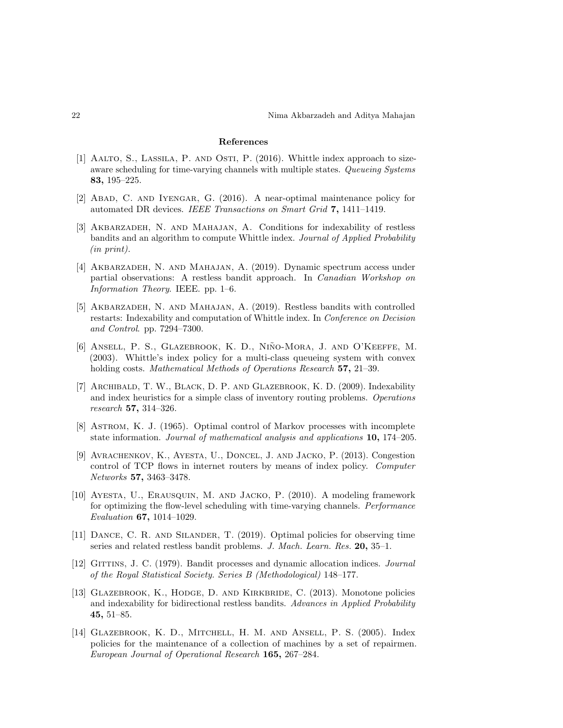## References

[1] Aalto, S., Lassila, P. and Osti, P. (2016). Whittle index approach to size-aware scheduling for time-varying channels with multiple states. *Queueing Systems* **83,** 195–225.

[2] Abad, C. and Iyengar, G. (2016). A near-optimal maintenance policy for automated DR devices. *IEEE Transactions on Smart Grid* **7,** 1411–1419.

[3] Akbarzadeh, N. and Mahajan, A. Conditions for indexability of restless bandits and an algorithm to compute Whittle index. *Journal of Applied Probability (in print)*.

[4] Akbarzadeh, N. and Mahajan, A. (2019). Dynamic spectrum access under partial observations: A restless bandit approach. In *Canadian Workshop on Information Theory*. IEEE. pp. 1–6.

[5] Akbarzadeh, N. and Mahajan, A. (2019). Restless bandits with controlled restarts: Indexability and computation of Whittle index. In *Conference on Decision and Control*. pp. 7294–7300.

[6] Ansell, P. S., Glazebrook, K. D., Niño-Mora, J. and O'Keeffe, M. (2003). Whittle's index policy for a multi-class queueing system with convex holding costs. *Mathematical Methods of Operations Research* **57,** 21–39.

[7] Archibald, T. W., Black, D. P. and Glazebrook, K. D. (2009). Indexability and index heuristics for a simple class of inventory routing problems. *Operations research* **57,** 314–326.

[8] Astrom, K. J. (1965). Optimal control of Markov processes with incomplete state information. *Journal of mathematical analysis and applications* **10,** 174–205.

[9] Avrachenkov, K., Ayesta, U., Doncel, J. and Jacko, P. (2013). Congestion control of TCP flows in internet routers by means of index policy. *Computer Networks* **57,** 3463–3478.

[10] Ayesta, U., Erausquin, M. and Jacko, P. (2010). A modeling framework for optimizing the flow-level scheduling with time-varying channels. *Performance Evaluation* **67,** 1014–1029.

[11] Dance, C. R. and Silander, T. (2019). Optimal policies for observing time series and related restless bandit problems. *J. Mach. Learn. Res.* **20,** 35–1.

[12] Gittins, J. C. (1979). Bandit processes and dynamic allocation indices. *Journal of the Royal Statistical Society. Series B (Methodological)* 148–177.

[13] Glazebrook, K., Hodge, D. and Kirkbride, C. (2013). Monotone policies and indexability for bidirectional restless bandits. *Advances in Applied Probability* **45,** 51–85.

[14] Glazebrook, K. D., Mitchell, H. M. and Ansell, P. S. (2005). Index policies for the maintenance of a collection of machines by a set of repairmen. *European Journal of Operational Research* **165,** 267–284.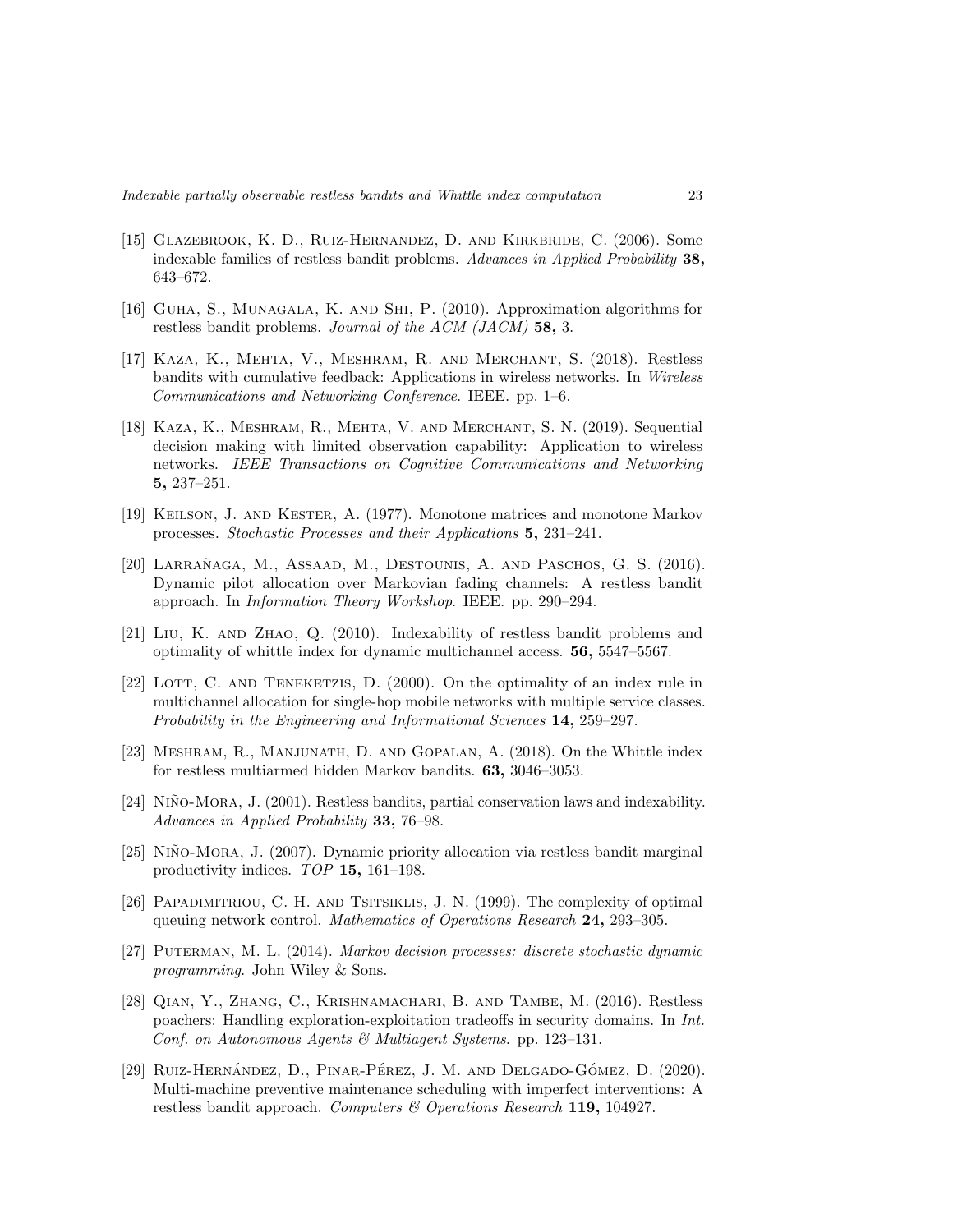[15] Glazebrook, K. D., Ruiz-Hernandez, D. and Kirkbride, C. (2006). Some indexable families of restless bandit problems. *Advances in Applied Probability* **38,** 643–672.

[16] Guha, S., Munagala, K. and Shi, P. (2010). Approximation algorithms for restless bandit problems. *Journal of the ACM (JACM)* **58,** 3.

[17] Kaza, K., Mehta, V., Meshram, R. and Merchant, S. (2018). Restless bandits with cumulative feedback: Applications in wireless networks. In *Wireless Communications and Networking Conference*. IEEE. pp. 1–6.

[18] Kaza, K., Meshram, R., Mehta, V. and Merchant, S. N. (2019). Sequential decision making with limited observation capability: Application to wireless networks. *IEEE Transactions on Cognitive Communications and Networking* **5,** 237–251.

[19] Keilson, J. and Kester, A. (1977). Monotone matrices and monotone Markov processes. *Stochastic Processes and their Applications* **5,** 231–241.

[20] Larrañaga, M., Assaad, M., Destounis, A. and Paschos, G. S. (2016). Dynamic pilot allocation over Markovian fading channels: A restless bandit approach. In *Information Theory Workshop*. IEEE. pp. 290–294.

[21] Liu, K. and Zhao, Q. (2010). Indexability of restless bandit problems and optimality of whittle index for dynamic multichannel access. **56,** 5547–5567.

[22] Lott, C. and Teneketzis, D. (2000). On the optimality of an index rule in multichannel allocation for single-hop mobile networks with multiple service classes. *Probability in the Engineering and Informational Sciences* **14,** 259–297.

[23] Meshram, R., Manjunath, D. and Gopalan, A. (2018). On the Whittle index for restless multiarmed hidden Markov bandits. **63,** 3046–3053.

[24] Niño-Mora, J. (2001). Restless bandits, partial conservation laws and indexability. *Advances in Applied Probability* **33,** 76–98.

[25] Niño-Mora, J. (2007). Dynamic priority allocation via restless bandit marginal productivity indices. *TOP* **15,** 161–198.

[26] Papadimitriou, C. H. and Tsitsiklis, J. N. (1999). The complexity of optimal queuing network control. *Mathematics of Operations Research* **24,** 293–305.

[27] Puterman, M. L. (2014). *Markov decision processes: discrete stochastic dynamic programming*. John Wiley & Sons.

[28] Qian, Y., Zhang, C., Krishnamachari, B. and Tambe, M. (2016). Restless poachers: Handling exploration-exploitation tradeoffs in security domains. In *Int. Conf. on Autonomous Agents & Multiagent Systems*. pp. 123–131.

[29] Ruiz-Hernández, D., Pinar-Pérez, J. M. and Delgado-Gómez, D. (2020). Multi-machine preventive maintenance scheduling with imperfect interventions: A restless bandit approach. *Computers & Operations Research* **119,** 104927.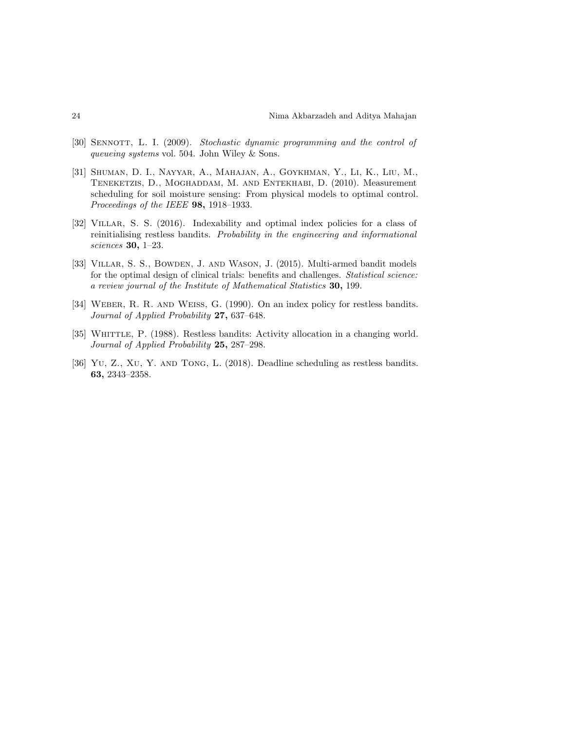[30] Sennott, L. I. (2009). *Stochastic dynamic programming and the control of queueing systems* vol. 504. John Wiley & Sons.

[31] Shuman, D. I., Nayyar, A., Mahajan, A., Goykhman, Y., Li, K., Liu, M., Teneketzis, D., Moghaddam, M. and Entekhabi, D. (2010). Measurement scheduling for soil moisture sensing: From physical models to optimal control. *Proceedings of the IEEE* **98,** 1918–1933.

[32] Villar, S. S. (2016). Indexability and optimal index policies for a class of reinitialising restless bandits. *Probability in the engineering and informational sciences* **30,** 1–23.

[33] Villar, S. S., Bowden, J. and Wason, J. (2015). Multi-armed bandit models for the optimal design of clinical trials: benefits and challenges. *Statistical science: a review journal of the Institute of Mathematical Statistics* **30,** 199.

[34] Weber, R. R. and Weiss, G. (1990). On an index policy for restless bandits. *Journal of Applied Probability* **27,** 637–648.

[35] Whittle, P. (1988). Restless bandits: Activity allocation in a changing world. *Journal of Applied Probability* **25,** 287–298.

[36] Yu, Z., Xu, Y. and Tong, L. (2018). Deadline scheduling as restless bandits. **63,** 2343–2358.